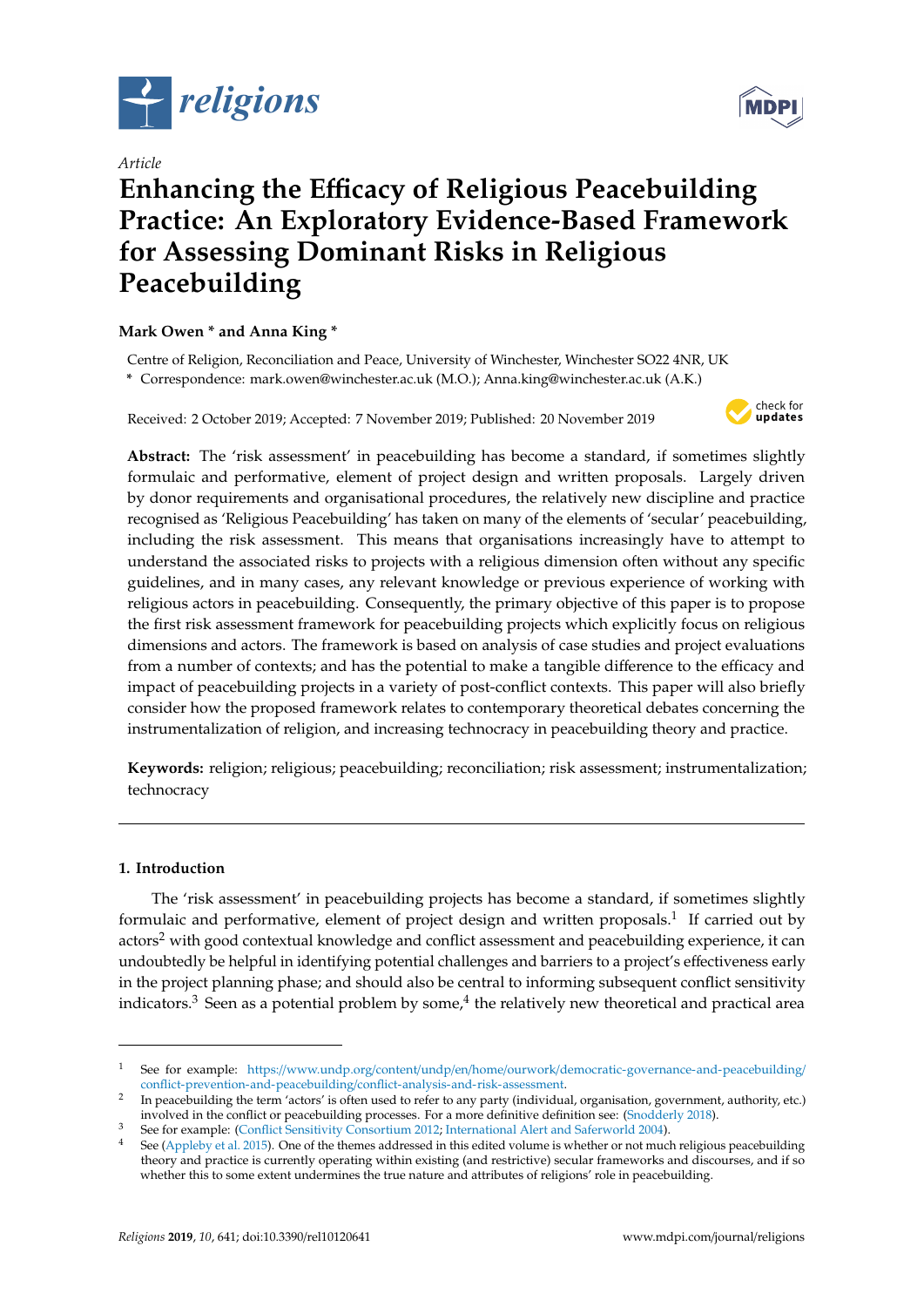*Article*

# Enhancing the Efficacy of Religious Peacebuilding Practice: An Exploratory Evidence-Based Framework for Assessing Dominant Risks in Religious Peacebuilding

**Mark Owen * and Anna King ***

Centre of Religion, Reconciliation and Peace, University of Winchester, Winchester SO22 4NR, UK
* Correspondence: mark.owen@winchester.ac.uk (M.O.); Anna.king@winchester.ac.uk (A.K.)

Received: 2 October 2019; Accepted: 7 November 2019; Published: 20 November 2019

**Abstract:** The 'risk assessment' in peacebuilding has become a standard, if sometimes slightly formulaic and performative, element of project design and written proposals. Largely driven by donor requirements and organisational procedures, the relatively new discipline and practice recognised as 'Religious Peacebuilding' has taken on many of the elements of 'secular' peacebuilding, including the risk assessment. This means that organisations increasingly have to attempt to understand the associated risks to projects with a religious dimension often without any specific guidelines, and in many cases, any relevant knowledge or previous experience of working with religious actors in peacebuilding. Consequently, the primary objective of this paper is to propose the first risk assessment framework for peacebuilding projects which explicitly focus on religious dimensions and actors. The framework is based on analysis of case studies and project evaluations from a number of contexts; and has the potential to make a tangible difference to the efficacy and impact of peacebuilding projects in a variety of post-conflict contexts. This paper will also briefly consider how the proposed framework relates to contemporary theoretical debates concerning the instrumentalization of religion, and increasing technocracy in peacebuilding theory and practice.

**Keywords:** religion; religious; peacebuilding; reconciliation; risk assessment; instrumentalization; technocracy

## 1. Introduction

The 'risk assessment' in peacebuilding projects has become a standard, if sometimes slightly formulaic and performative, element of project design and written proposals.[1] If carried out by actors[2] with good contextual knowledge and conflict assessment and peacebuilding experience, it can undoubtedly be helpful in identifying potential challenges and barriers to a project's effectiveness early in the project planning phase; and should also be central to informing subsequent conflict sensitivity indicators.[3] Seen as a potential problem by some,[4] the relatively new theoretical and practical area

---

[1] See for example: https://www.undp.org/content/undp/en/home/ourwork/democratic-governance-and-peacebuilding/conflict-prevention-and-peacebuilding/conflict-analysis-and-risk-assessment.

[2] In peacebuilding the term 'actors' is often used to refer to any party (individual, organisation, government, authority, etc.) involved in the conflict or peacebuilding processes. For a more definitive definition see: (Snodderly 2018).

[3] See for example: (Conflict Sensitivity Consortium 2012; International Alert and Saferworld 2004).

[4] See (Appleby et al. 2015). One of the themes addressed in this edited volume is whether or not much religious peacebuilding theory and practice is currently operating within existing (and restrictive) secular frameworks and discourses, and if so whether this to some extent undermines the true nature and attributes of religions' role in peacebuilding.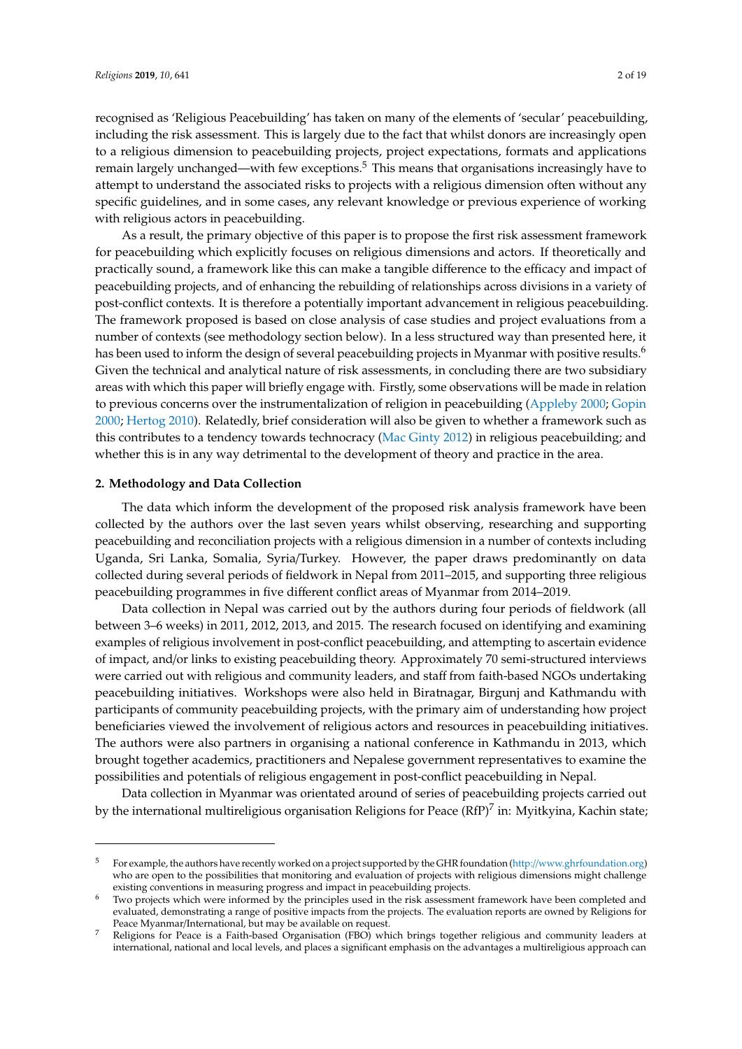recognised as 'Religious Peacebuilding' has taken on many of the elements of 'secular' peacebuilding, including the risk assessment. This is largely due to the fact that whilst donors are increasingly open to a religious dimension to peacebuilding projects, project expectations, formats and applications remain largely unchanged—with few exceptions.[5] This means that organisations increasingly have to attempt to understand the associated risks to projects with a religious dimension often without any specific guidelines, and in some cases, any relevant knowledge or previous experience of working with religious actors in peacebuilding.

As a result, the primary objective of this paper is to propose the first risk assessment framework for peacebuilding which explicitly focuses on religious dimensions and actors. If theoretically and practically sound, a framework like this can make a tangible difference to the efficacy and impact of peacebuilding projects, and of enhancing the rebuilding of relationships across divisions in a variety of post-conflict contexts. It is therefore a potentially important advancement in religious peacebuilding. The framework proposed is based on close analysis of case studies and project evaluations from a number of contexts (see methodology section below). In a less structured way than presented here, it has been used to inform the design of several peacebuilding projects in Myanmar with positive results.[6] Given the technical and analytical nature of risk assessments, in concluding there are two subsidiary areas with which this paper will briefly engage with. Firstly, some observations will be made in relation to previous concerns over the instrumentalization of religion in peacebuilding (Appleby 2000; Gopin 2000; Hertog 2010). Relatedly, brief consideration will also be given to whether a framework such as this contributes to a tendency towards technocracy (Mac Ginty 2012) in religious peacebuilding; and whether this is in any way detrimental to the development of theory and practice in the area.

## 2. Methodology and Data Collection

The data which inform the development of the proposed risk analysis framework have been collected by the authors over the last seven years whilst observing, researching and supporting peacebuilding and reconciliation projects with a religious dimension in a number of contexts including Uganda, Sri Lanka, Somalia, Syria/Turkey. However, the paper draws predominantly on data collected during several periods of fieldwork in Nepal from 2011–2015, and supporting three religious peacebuilding programmes in five different conflict areas of Myanmar from 2014–2019.

Data collection in Nepal was carried out by the authors during four periods of fieldwork (all between 3–6 weeks) in 2011, 2012, 2013, and 2015. The research focused on identifying and examining examples of religious involvement in post-conflict peacebuilding, and attempting to ascertain evidence of impact, and/or links to existing peacebuilding theory. Approximately 70 semi-structured interviews were carried out with religious and community leaders, and staff from faith-based NGOs undertaking peacebuilding initiatives. Workshops were also held in Biratnagar, Birgunj and Kathmandu with participants of community peacebuilding projects, with the primary aim of understanding how project beneficiaries viewed the involvement of religious actors and resources in peacebuilding initiatives. The authors were also partners in organising a national conference in Kathmandu in 2013, which brought together academics, practitioners and Nepalese government representatives to examine the possibilities and potentials of religious engagement in post-conflict peacebuilding in Nepal.

Data collection in Myanmar was orientated around of series of peacebuilding projects carried out by the international multireligious organisation Religions for Peace (RfP)[7] in: Myitkyina, Kachin state;

---

[5] For example, the authors have recently worked on a project supported by the GHR foundation (http://www.ghrfoundation.org) who are open to the possibilities that monitoring and evaluation of projects with religious dimensions might challenge existing conventions in measuring progress and impact in peacebuilding projects.

[6] Two projects which were informed by the principles used in the risk assessment framework have been completed and evaluated, demonstrating a range of positive impacts from the projects. The evaluation reports are owned by Religions for Peace Myanmar/International, but may be available on request.

[7] Religions for Peace is a Faith-based Organisation (FBO) which brings together religious and community leaders at international, national and local levels, and places a significant emphasis on the advantages a multireligious approach can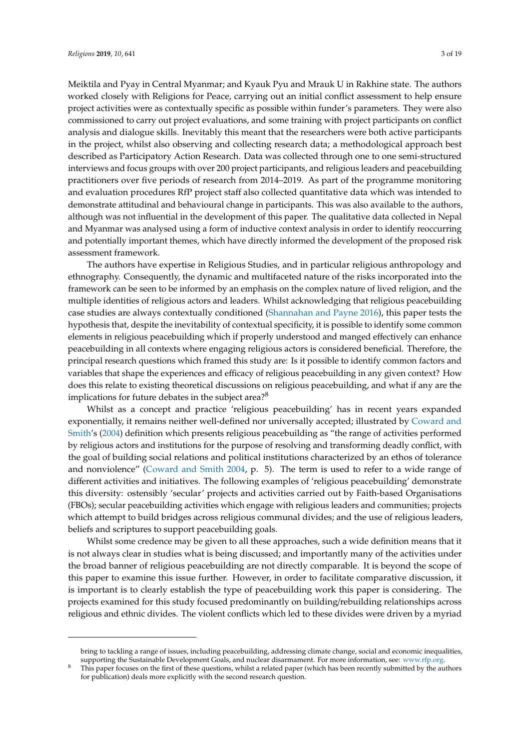Meiktila and Pyay in Central Myanmar; and Kyauk Pyu and Mrauk U in Rakhine state. The authors worked closely with Religions for Peace, carrying out an initial conflict assessment to help ensure project activities were as contextually specific as possible within funder's parameters. They were also commissioned to carry out project evaluations, and some training with project participants on conflict analysis and dialogue skills. Inevitably this meant that the researchers were both active participants in the project, whilst also observing and collecting research data; a methodological approach best described as Participatory Action Research. Data was collected through one to one semi-structured interviews and focus groups with over 200 project participants, and religious leaders and peacebuilding practitioners over five periods of research from 2014–2019. As part of the programme monitoring and evaluation procedures RfP project staff also collected quantitative data which was intended to demonstrate attitudinal and behavioural change in participants. This was also available to the authors, although was not influential in the development of this paper. The qualitative data collected in Nepal and Myanmar was analysed using a form of inductive context analysis in order to identify reoccurring and potentially important themes, which have directly informed the development of the proposed risk assessment framework.

The authors have expertise in Religious Studies, and in particular religious anthropology and ethnography. Consequently, the dynamic and multifaceted nature of the risks incorporated into the framework can be seen to be informed by an emphasis on the complex nature of lived religion, and the multiple identities of religious actors and leaders. Whilst acknowledging that religious peacebuilding case studies are always contextually conditioned (Shannahan and Payne 2016), this paper tests the hypothesis that, despite the inevitability of contextual specificity, it is possible to identify some common elements in religious peacebuilding which if properly understood and manged effectively can enhance peacebuilding in all contexts where engaging religious actors is considered beneficial. Therefore, the principal research questions which framed this study are: Is it possible to identify common factors and variables that shape the experiences and efficacy of religious peacebuilding in any given context? How does this relate to existing theoretical discussions on religious peacebuilding, and what if any are the implications for future debates in the subject area?[8]

Whilst as a concept and practice 'religious peacebuilding' has in recent years expanded exponentially, it remains neither well-defined nor universally accepted; illustrated by Coward and Smith's (2004) definition which presents religious peacebuilding as "the range of activities performed by religious actors and institutions for the purpose of resolving and transforming deadly conflict, with the goal of building social relations and political institutions characterized by an ethos of tolerance and nonviolence" (Coward and Smith 2004, p. 5). The term is used to refer to a wide range of different activities and initiatives. The following examples of 'religious peacebuilding' demonstrate this diversity: ostensibly 'secular' projects and activities carried out by Faith-based Organisations (FBOs); secular peacebuilding activities which engage with religious leaders and communities; projects which attempt to build bridges across religious communal divides; and the use of religious leaders, beliefs and scriptures to support peacebuilding goals.

Whilst some credence may be given to all these approaches, such a wide definition means that it is not always clear in studies what is being discussed; and importantly many of the activities under the broad banner of religious peacebuilding are not directly comparable. It is beyond the scope of this paper to examine this issue further. However, in order to facilitate comparative discussion, it is important is to clearly establish the type of peacebuilding work this paper is considering. The projects examined for this study focused predominantly on building/rebuilding relationships across religious and ethnic divides. The violent conflicts which led to these divides were driven by a myriad

bring to tackling a range of issues, including peacebuilding, addressing climate change, social and economic inequalities, supporting the Sustainable Development Goals, and nuclear disarmament. For more information, see: www.rfp.org.

[8] This paper focuses on the first of these questions, whilst a related paper (which has been recently submitted by the authors for publication) deals more explicitly with the second research question.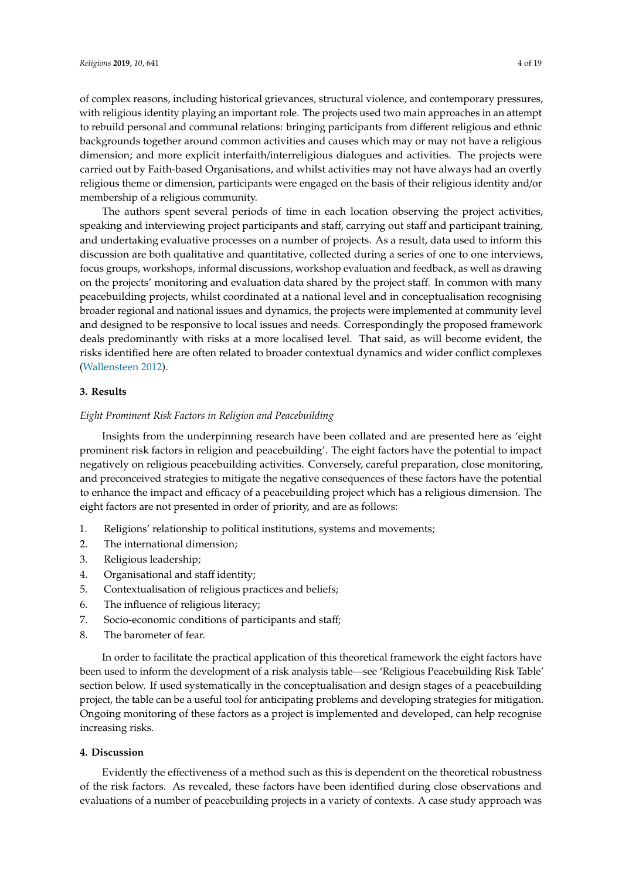of complex reasons, including historical grievances, structural violence, and contemporary pressures, with religious identity playing an important role. The projects used two main approaches in an attempt to rebuild personal and communal relations: bringing participants from different religious and ethnic backgrounds together around common activities and causes which may or may not have a religious dimension; and more explicit interfaith/interreligious dialogues and activities. The projects were carried out by Faith-based Organisations, and whilst activities may not have always had an overtly religious theme or dimension, participants were engaged on the basis of their religious identity and/or membership of a religious community.

The authors spent several periods of time in each location observing the project activities, speaking and interviewing project participants and staff, carrying out staff and participant training, and undertaking evaluative processes on a number of projects. As a result, data used to inform this discussion are both qualitative and quantitative, collected during a series of one to one interviews, focus groups, workshops, informal discussions, workshop evaluation and feedback, as well as drawing on the projects' monitoring and evaluation data shared by the project staff. In common with many peacebuilding projects, whilst coordinated at a national level and in conceptualisation recognising broader regional and national issues and dynamics, the projects were implemented at community level and designed to be responsive to local issues and needs. Correspondingly the proposed framework deals predominantly with risks at a more localised level. That said, as will become evident, the risks identified here are often related to broader contextual dynamics and wider conflict complexes (Wallensteen 2012).

## 3. Results

### *Eight Prominent Risk Factors in Religion and Peacebuilding*

Insights from the underpinning research have been collated and are presented here as 'eight prominent risk factors in religion and peacebuilding'. The eight factors have the potential to impact negatively on religious peacebuilding activities. Conversely, careful preparation, close monitoring, and preconceived strategies to mitigate the negative consequences of these factors have the potential to enhance the impact and efficacy of a peacebuilding project which has a religious dimension. The eight factors are not presented in order of priority, and are as follows:

1. Religions' relationship to political institutions, systems and movements;
2. The international dimension;
3. Religious leadership;
4. Organisational and staff identity;
5. Contextualisation of religious practices and beliefs;
6. The influence of religious literacy;
7. Socio-economic conditions of participants and staff;
8. The barometer of fear.

In order to facilitate the practical application of this theoretical framework the eight factors have been used to inform the development of a risk analysis table—see 'Religious Peacebuilding Risk Table' section below. If used systematically in the conceptualisation and design stages of a peacebuilding project, the table can be a useful tool for anticipating problems and developing strategies for mitigation. Ongoing monitoring of these factors as a project is implemented and developed, can help recognise increasing risks.

## 4. Discussion

Evidently the effectiveness of a method such as this is dependent on the theoretical robustness of the risk factors. As revealed, these factors have been identified during close observations and evaluations of a number of peacebuilding projects in a variety of contexts. A case study approach was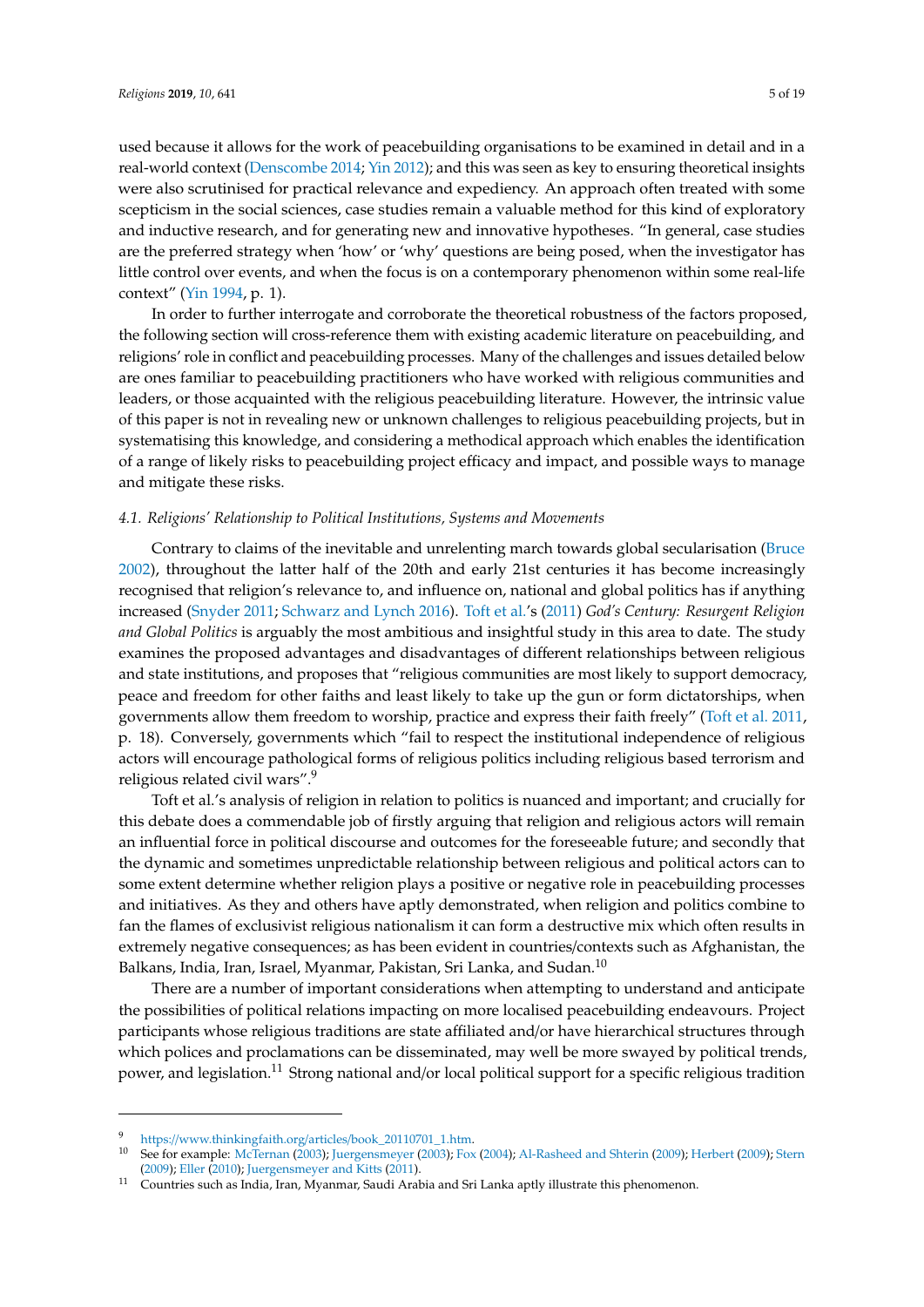used because it allows for the work of peacebuilding organisations to be examined in detail and in a real-world context (Denscombe 2014; Yin 2012); and this was seen as key to ensuring theoretical insights were also scrutinised for practical relevance and expediency. An approach often treated with some scepticism in the social sciences, case studies remain a valuable method for this kind of exploratory and inductive research, and for generating new and innovative hypotheses. "In general, case studies are the preferred strategy when 'how' or 'why' questions are being posed, when the investigator has little control over events, and when the focus is on a contemporary phenomenon within some real-life context" (Yin 1994, p. 1).

In order to further interrogate and corroborate the theoretical robustness of the factors proposed, the following section will cross-reference them with existing academic literature on peacebuilding, and religions' role in conflict and peacebuilding processes. Many of the challenges and issues detailed below are ones familiar to peacebuilding practitioners who have worked with religious communities and leaders, or those acquainted with the religious peacebuilding literature. However, the intrinsic value of this paper is not in revealing new or unknown challenges to religious peacebuilding projects, but in systematising this knowledge, and considering a methodical approach which enables the identification of a range of likely risks to peacebuilding project efficacy and impact, and possible ways to manage and mitigate these risks.

### *4.1. Religions' Relationship to Political Institutions, Systems and Movements*

Contrary to claims of the inevitable and unrelenting march towards global secularisation (Bruce 2002), throughout the latter half of the 20th and early 21st centuries it has become increasingly recognised that religion's relevance to, and influence on, national and global politics has if anything increased (Snyder 2011; Schwarz and Lynch 2016). Toft et al.'s (2011) *God's Century: Resurgent Religion and Global Politics* is arguably the most ambitious and insightful study in this area to date. The study examines the proposed advantages and disadvantages of different relationships between religious and state institutions, and proposes that "religious communities are most likely to support democracy, peace and freedom for other faiths and least likely to take up the gun or form dictatorships, when governments allow them freedom to worship, practice and express their faith freely" (Toft et al. 2011, p. 18). Conversely, governments which "fail to respect the institutional independence of religious actors will encourage pathological forms of religious politics including religious based terrorism and religious related civil wars".[9]

Toft et al.'s analysis of religion in relation to politics is nuanced and important; and crucially for this debate does a commendable job of firstly arguing that religion and religious actors will remain an influential force in political discourse and outcomes for the foreseeable future; and secondly that the dynamic and sometimes unpredictable relationship between religious and political actors can to some extent determine whether religion plays a positive or negative role in peacebuilding processes and initiatives. As they and others have aptly demonstrated, when religion and politics combine to fan the flames of exclusivist religious nationalism it can form a destructive mix which often results in extremely negative consequences; as has been evident in countries/contexts such as Afghanistan, the Balkans, India, Iran, Israel, Myanmar, Pakistan, Sri Lanka, and Sudan.[10]

There are a number of important considerations when attempting to understand and anticipate the possibilities of political relations impacting on more localised peacebuilding endeavours. Project participants whose religious traditions are state affiliated and/or have hierarchical structures through which polices and proclamations can be disseminated, may well be more swayed by political trends, power, and legislation.[11] Strong national and/or local political support for a specific religious tradition

---

[9] https://www.thinkingfaith.org/articles/book_20110701_1.htm.

[10] See for example: McTernan (2003); Juergensmeyer (2003); Fox (2004); Al-Rasheed and Shterin (2009); Herbert (2009); Stern (2009); Eller (2010); Juergensmeyer and Kitts (2011).

[11] Countries such as India, Iran, Myanmar, Saudi Arabia and Sri Lanka aptly illustrate this phenomenon.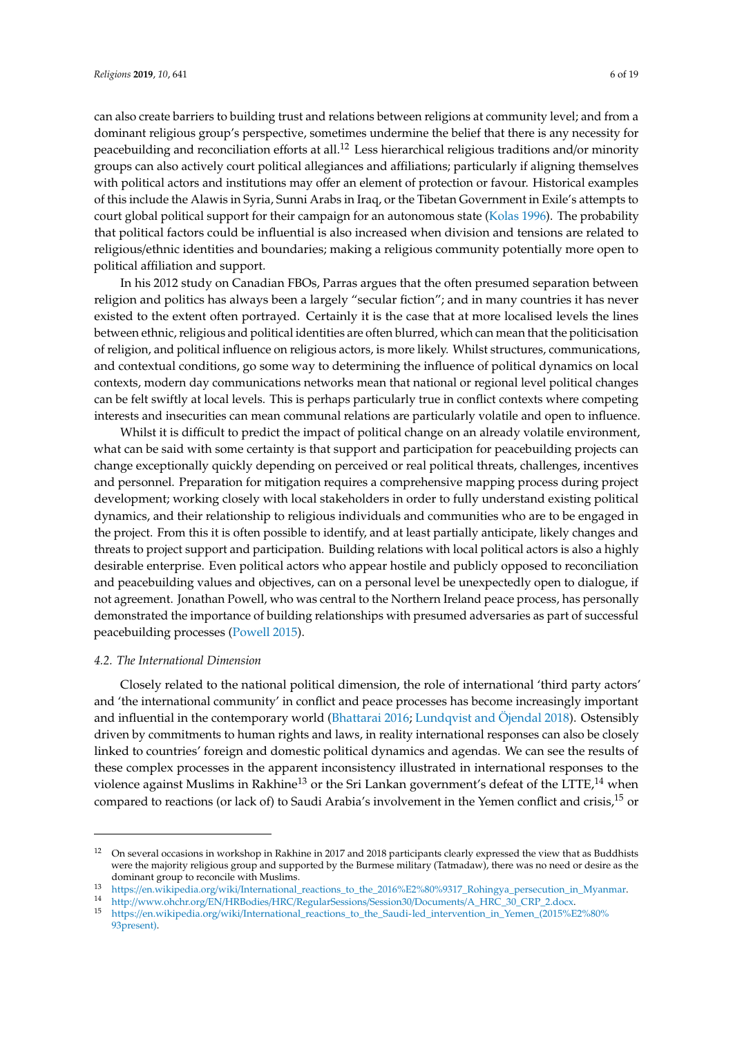can also create barriers to building trust and relations between religions at community level; and from a dominant religious group's perspective, sometimes undermine the belief that there is any necessity for peacebuilding and reconciliation efforts at all.[12] Less hierarchical religious traditions and/or minority groups can also actively court political allegiances and affiliations; particularly if aligning themselves with political actors and institutions may offer an element of protection or favour. Historical examples of this include the Alawis in Syria, Sunni Arabs in Iraq, or the Tibetan Government in Exile's attempts to court global political support for their campaign for an autonomous state (Kolas 1996). The probability that political factors could be influential is also increased when division and tensions are related to religious/ethnic identities and boundaries; making a religious community potentially more open to political affiliation and support.

In his 2012 study on Canadian FBOs, Parras argues that the often presumed separation between religion and politics has always been a largely "secular fiction"; and in many countries it has never existed to the extent often portrayed. Certainly it is the case that at more localised levels the lines between ethnic, religious and political identities are often blurred, which can mean that the politicisation of religion, and political influence on religious actors, is more likely. Whilst structures, communications, and contextual conditions, go some way to determining the influence of political dynamics on local contexts, modern day communications networks mean that national or regional level political changes can be felt swiftly at local levels. This is perhaps particularly true in conflict contexts where competing interests and insecurities can mean communal relations are particularly volatile and open to influence.

Whilst it is difficult to predict the impact of political change on an already volatile environment, what can be said with some certainty is that support and participation for peacebuilding projects can change exceptionally quickly depending on perceived or real political threats, challenges, incentives and personnel. Preparation for mitigation requires a comprehensive mapping process during project development; working closely with local stakeholders in order to fully understand existing political dynamics, and their relationship to religious individuals and communities who are to be engaged in the project. From this it is often possible to identify, and at least partially anticipate, likely changes and threats to project support and participation. Building relations with local political actors is also a highly desirable enterprise. Even political actors who appear hostile and publicly opposed to reconciliation and peacebuilding values and objectives, can on a personal level be unexpectedly open to dialogue, if not agreement. Jonathan Powell, who was central to the Northern Ireland peace process, has personally demonstrated the importance of building relationships with presumed adversaries as part of successful peacebuilding processes (Powell 2015).

### *4.2. The International Dimension*

Closely related to the national political dimension, the role of international 'third party actors' and 'the international community' in conflict and peace processes has become increasingly important and influential in the contemporary world (Bhattarai 2016; Lundqvist and Öjendal 2018). Ostensibly driven by commitments to human rights and laws, in reality international responses can also be closely linked to countries' foreign and domestic political dynamics and agendas. We can see the results of these complex processes in the apparent inconsistency illustrated in international responses to the violence against Muslims in Rakhine[13] or the Sri Lankan government's defeat of the LTTE,[14] when compared to reactions (or lack of) to Saudi Arabia's involvement in the Yemen conflict and crisis,[15] or

---

[12] On several occasions in workshop in Rakhine in 2017 and 2018 participants clearly expressed the view that as Buddhists were the majority religious group and supported by the Burmese military (Tatmadaw), there was no need or desire as the dominant group to reconcile with Muslims.

[13] https://en.wikipedia.org/wiki/International_reactions_to_the_2016%E2%80%9317_Rohingya_persecution_in_Myanmar.

[14] http://www.ohchr.org/EN/HRBodies/HRC/RegularSessions/Session30/Documents/A_HRC_30_CRP_2.docx.

[15] https://en.wikipedia.org/wiki/International_reactions_to_the_Saudi-led_intervention_in_Yemen_(2015%E2%80%93present).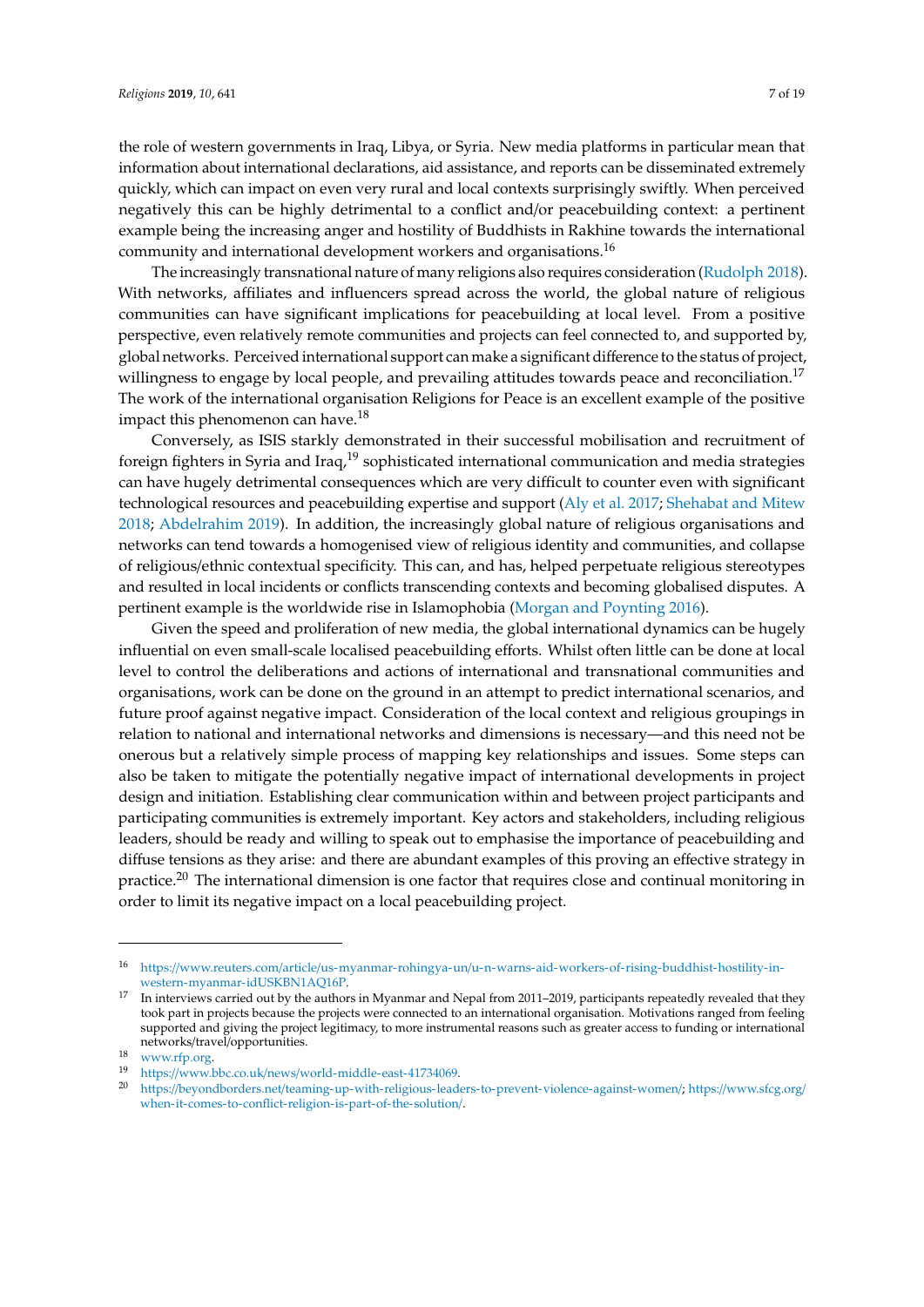the role of western governments in Iraq, Libya, or Syria. New media platforms in particular mean that information about international declarations, aid assistance, and reports can be disseminated extremely quickly, which can impact on even very rural and local contexts surprisingly swiftly. When perceived negatively this can be highly detrimental to a conflict and/or peacebuilding context: a pertinent example being the increasing anger and hostility of Buddhists in Rakhine towards the international community and international development workers and organisations.[16]

The increasingly transnational nature of many religions also requires consideration (Rudolph 2018). With networks, affiliates and influencers spread across the world, the global nature of religious communities can have significant implications for peacebuilding at local level. From a positive perspective, even relatively remote communities and projects can feel connected to, and supported by, global networks. Perceived international support can make a significant difference to the status of project, willingness to engage by local people, and prevailing attitudes towards peace and reconciliation.[17] The work of the international organisation Religions for Peace is an excellent example of the positive impact this phenomenon can have.[18]

Conversely, as ISIS starkly demonstrated in their successful mobilisation and recruitment of foreign fighters in Syria and Iraq,[19] sophisticated international communication and media strategies can have hugely detrimental consequences which are very difficult to counter even with significant technological resources and peacebuilding expertise and support (Aly et al. 2017; Shehabat and Mitew 2018; Abdelrahim 2019). In addition, the increasingly global nature of religious organisations and networks can tend towards a homogenised view of religious identity and communities, and collapse of religious/ethnic contextual specificity. This can, and has, helped perpetuate religious stereotypes and resulted in local incidents or conflicts transcending contexts and becoming globalised disputes. A pertinent example is the worldwide rise in Islamophobia (Morgan and Poynting 2016).

Given the speed and proliferation of new media, the global international dynamics can be hugely influential on even small-scale localised peacebuilding efforts. Whilst often little can be done at local level to control the deliberations and actions of international and transnational communities and organisations, work can be done on the ground in an attempt to predict international scenarios, and future proof against negative impact. Consideration of the local context and religious groupings in relation to national and international networks and dimensions is necessary—and this need not be onerous but a relatively simple process of mapping key relationships and issues. Some steps can also be taken to mitigate the potentially negative impact of international developments in project design and initiation. Establishing clear communication within and between project participants and participating communities is extremely important. Key actors and stakeholders, including religious leaders, should be ready and willing to speak out to emphasise the importance of peacebuilding and diffuse tensions as they arise: and there are abundant examples of this proving an effective strategy in practice.[20] The international dimension is one factor that requires close and continual monitoring in order to limit its negative impact on a local peacebuilding project.

---

[16] https://www.reuters.com/article/us-myanmar-rohingya-un/u-n-warns-aid-workers-of-rising-buddhist-hostility-in-western-myanmar-idUSKBN1AQ16P.

[17] In interviews carried out by the authors in Myanmar and Nepal from 2011–2019, participants repeatedly revealed that they took part in projects because the projects were connected to an international organisation. Motivations ranged from feeling supported and giving the project legitimacy, to more instrumental reasons such as greater access to funding or international networks/travel/opportunities.

[18] www.rfp.org.

[19] https://www.bbc.co.uk/news/world-middle-east-41734069.

[20] https://beyondborders.net/teaming-up-with-religious-leaders-to-prevent-violence-against-women/; https://www.sfcg.org/when-it-comes-to-conflict-religion-is-part-of-the-solution/.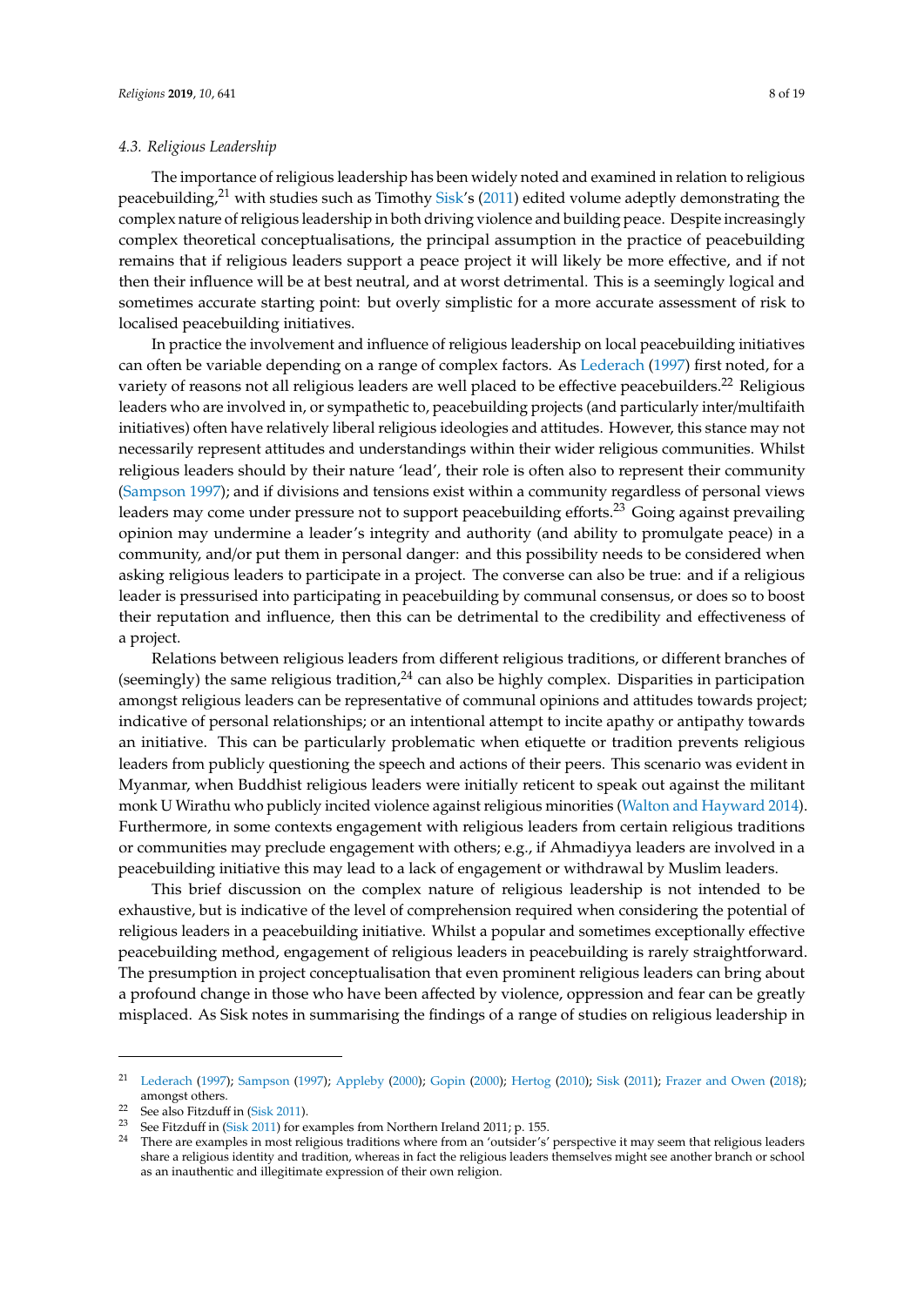### 4.3. Religious Leadership

The importance of religious leadership has been widely noted and examined in relation to religious peacebuilding,[21] with studies such as Timothy Sisk's (2011) edited volume adeptly demonstrating the complex nature of religious leadership in both driving violence and building peace. Despite increasingly complex theoretical conceptualisations, the principal assumption in the practice of peacebuilding remains that if religious leaders support a peace project it will likely be more effective, and if not then their influence will be at best neutral, and at worst detrimental. This is a seemingly logical and sometimes accurate starting point: but overly simplistic for a more accurate assessment of risk to localised peacebuilding initiatives.

In practice the involvement and influence of religious leadership on local peacebuilding initiatives can often be variable depending on a range of complex factors. As Lederach (1997) first noted, for a variety of reasons not all religious leaders are well placed to be effective peacebuilders.[22] Religious leaders who are involved in, or sympathetic to, peacebuilding projects (and particularly inter/multifaith initiatives) often have relatively liberal religious ideologies and attitudes. However, this stance may not necessarily represent attitudes and understandings within their wider religious communities. Whilst religious leaders should by their nature 'lead', their role is often also to represent their community (Sampson 1997); and if divisions and tensions exist within a community regardless of personal views leaders may come under pressure not to support peacebuilding efforts.[23] Going against prevailing opinion may undermine a leader's integrity and authority (and ability to promulgate peace) in a community, and/or put them in personal danger: and this possibility needs to be considered when asking religious leaders to participate in a project. The converse can also be true: and if a religious leader is pressurised into participating in peacebuilding by communal consensus, or does so to boost their reputation and influence, then this can be detrimental to the credibility and effectiveness of a project.

Relations between religious leaders from different religious traditions, or different branches of (seemingly) the same religious tradition,[24] can also be highly complex. Disparities in participation amongst religious leaders can be representative of communal opinions and attitudes towards project; indicative of personal relationships; or an intentional attempt to incite apathy or antipathy towards an initiative. This can be particularly problematic when etiquette or tradition prevents religious leaders from publicly questioning the speech and actions of their peers. This scenario was evident in Myanmar, when Buddhist religious leaders were initially reticent to speak out against the militant monk U Wirathu who publicly incited violence against religious minorities (Walton and Hayward 2014). Furthermore, in some contexts engagement with religious leaders from certain religious traditions or communities may preclude engagement with others; e.g., if Ahmadiyya leaders are involved in a peacebuilding initiative this may lead to a lack of engagement or withdrawal by Muslim leaders.

This brief discussion on the complex nature of religious leadership is not intended to be exhaustive, but is indicative of the level of comprehension required when considering the potential of religious leaders in a peacebuilding initiative. Whilst a popular and sometimes exceptionally effective peacebuilding method, engagement of religious leaders in peacebuilding is rarely straightforward. The presumption in project conceptualisation that even prominent religious leaders can bring about a profound change in those who have been affected by violence, oppression and fear can be greatly misplaced. As Sisk notes in summarising the findings of a range of studies on religious leadership in

---

[21] Lederach (1997); Sampson (1997); Appleby (2000); Gopin (2000); Hertog (2010); Sisk (2011); Frazer and Owen (2018); amongst others.

[22] See also Fitzduff in (Sisk 2011).

[23] See Fitzduff in (Sisk 2011) for examples from Northern Ireland 2011; p. 155.

[24] There are examples in most religious traditions where from an 'outsider's' perspective it may seem that religious leaders share a religious identity and tradition, whereas in fact the religious leaders themselves might see another branch or school as an inauthentic and illegitimate expression of their own religion.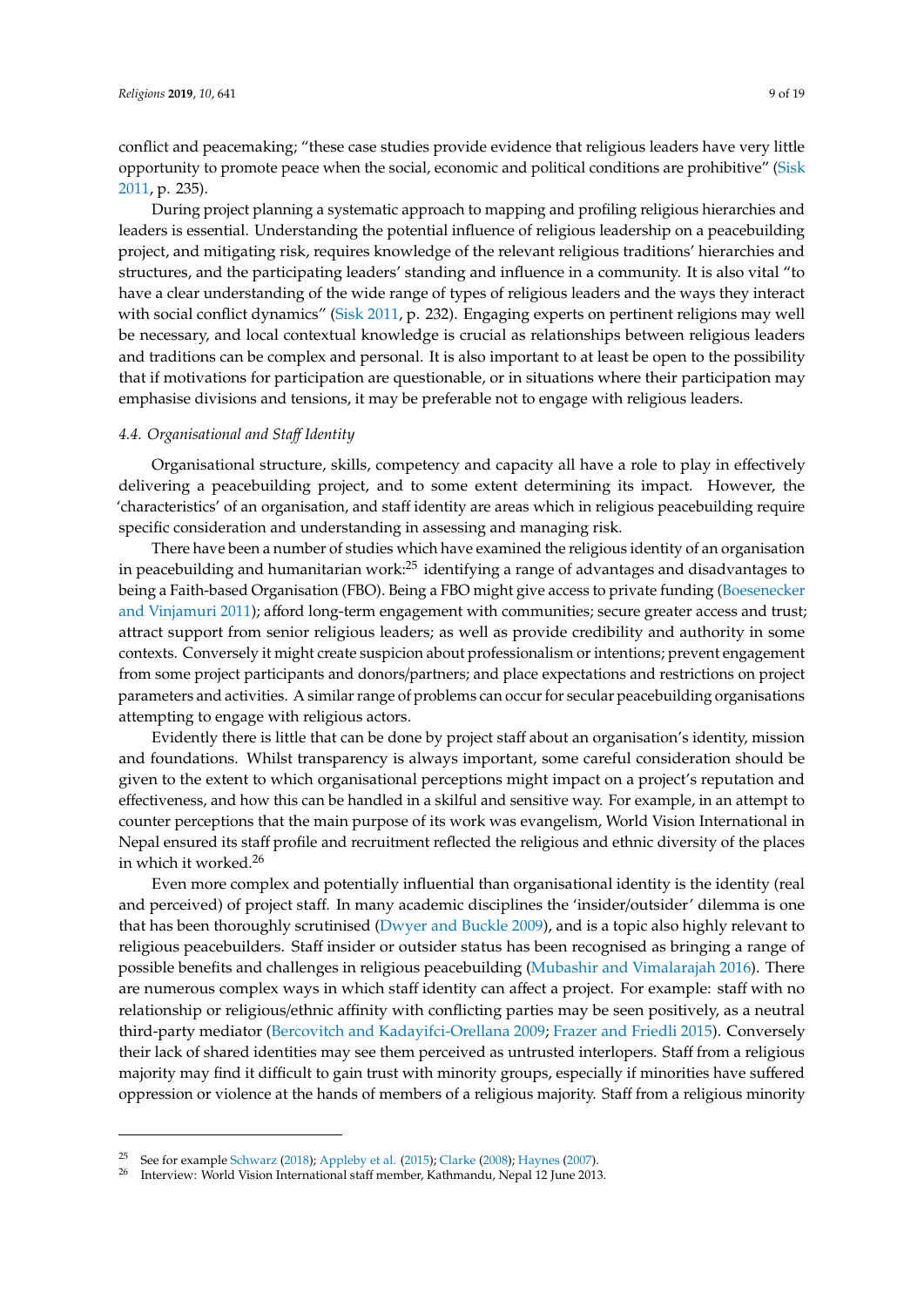conflict and peacemaking; "these case studies provide evidence that religious leaders have very little opportunity to promote peace when the social, economic and political conditions are prohibitive" (Sisk 2011, p. 235).

During project planning a systematic approach to mapping and profiling religious hierarchies and leaders is essential. Understanding the potential influence of religious leadership on a peacebuilding project, and mitigating risk, requires knowledge of the relevant religious traditions' hierarchies and structures, and the participating leaders' standing and influence in a community. It is also vital "to have a clear understanding of the wide range of types of religious leaders and the ways they interact with social conflict dynamics" (Sisk 2011, p. 232). Engaging experts on pertinent religions may well be necessary, and local contextual knowledge is crucial as relationships between religious leaders and traditions can be complex and personal. It is also important to at least be open to the possibility that if motivations for participation are questionable, or in situations where their participation may emphasise divisions and tensions, it may be preferable not to engage with religious leaders.

### *4.4. Organisational and Staff Identity*

Organisational structure, skills, competency and capacity all have a role to play in effectively delivering a peacebuilding project, and to some extent determining its impact. However, the 'characteristics' of an organisation, and staff identity are areas which in religious peacebuilding require specific consideration and understanding in assessing and managing risk.

There have been a number of studies which have examined the religious identity of an organisation in peacebuilding and humanitarian work:[25] identifying a range of advantages and disadvantages to being a Faith-based Organisation (FBO). Being a FBO might give access to private funding (Boesenecker and Vinjamuri 2011); afford long-term engagement with communities; secure greater access and trust; attract support from senior religious leaders; as well as provide credibility and authority in some contexts. Conversely it might create suspicion about professionalism or intentions; prevent engagement from some project participants and donors/partners; and place expectations and restrictions on project parameters and activities. A similar range of problems can occur for secular peacebuilding organisations attempting to engage with religious actors.

Evidently there is little that can be done by project staff about an organisation's identity, mission and foundations. Whilst transparency is always important, some careful consideration should be given to the extent to which organisational perceptions might impact on a project's reputation and effectiveness, and how this can be handled in a skilful and sensitive way. For example, in an attempt to counter perceptions that the main purpose of its work was evangelism, World Vision International in Nepal ensured its staff profile and recruitment reflected the religious and ethnic diversity of the places in which it worked.[26]

Even more complex and potentially influential than organisational identity is the identity (real and perceived) of project staff. In many academic disciplines the 'insider/outsider' dilemma is one that has been thoroughly scrutinised (Dwyer and Buckle 2009), and is a topic also highly relevant to religious peacebuilders. Staff insider or outsider status has been recognised as bringing a range of possible benefits and challenges in religious peacebuilding (Mubashir and Vimalarajah 2016). There are numerous complex ways in which staff identity can affect a project. For example: staff with no relationship or religious/ethnic affinity with conflicting parties may be seen positively, as a neutral third-party mediator (Bercovitch and Kadayifci-Orellana 2009; Frazer and Friedli 2015). Conversely their lack of shared identities may see them perceived as untrusted interlopers. Staff from a religious majority may find it difficult to gain trust with minority groups, especially if minorities have suffered oppression or violence at the hands of members of a religious majority. Staff from a religious minority

---

[25] See for example Schwarz (2018); Appleby et al. (2015); Clarke (2008); Haynes (2007).

[26] Interview: World Vision International staff member, Kathmandu, Nepal 12 June 2013.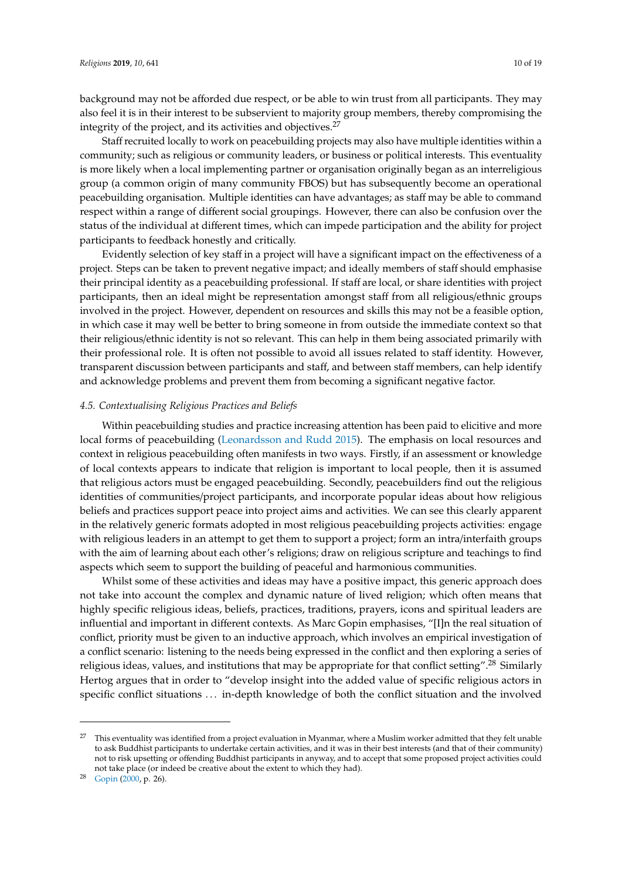background may not be afforded due respect, or be able to win trust from all participants. They may also feel it is in their interest to be subservient to majority group members, thereby compromising the integrity of the project, and its activities and objectives.[27]

Staff recruited locally to work on peacebuilding projects may also have multiple identities within a community; such as religious or community leaders, or business or political interests. This eventuality is more likely when a local implementing partner or organisation originally began as an interreligious group (a common origin of many community FBOS) but has subsequently become an operational peacebuilding organisation. Multiple identities can have advantages; as staff may be able to command respect within a range of different social groupings. However, there can also be confusion over the status of the individual at different times, which can impede participation and the ability for project participants to feedback honestly and critically.

Evidently selection of key staff in a project will have a significant impact on the effectiveness of a project. Steps can be taken to prevent negative impact; and ideally members of staff should emphasise their principal identity as a peacebuilding professional. If staff are local, or share identities with project participants, then an ideal might be representation amongst staff from all religious/ethnic groups involved in the project. However, dependent on resources and skills this may not be a feasible option, in which case it may well be better to bring someone in from outside the immediate context so that their religious/ethnic identity is not so relevant. This can help in them being associated primarily with their professional role. It is often not possible to avoid all issues related to staff identity. However, transparent discussion between participants and staff, and between staff members, can help identify and acknowledge problems and prevent them from becoming a significant negative factor.

### *4.5. Contextualising Religious Practices and Beliefs*

Within peacebuilding studies and practice increasing attention has been paid to elicitive and more local forms of peacebuilding (Leonardsson and Rudd 2015). The emphasis on local resources and context in religious peacebuilding often manifests in two ways. Firstly, if an assessment or knowledge of local contexts appears to indicate that religion is important to local people, then it is assumed that religious actors must be engaged peacebuilding. Secondly, peacebuilders find out the religious identities of communities/project participants, and incorporate popular ideas about how religious beliefs and practices support peace into project aims and activities. We can see this clearly apparent in the relatively generic formats adopted in most religious peacebuilding projects activities: engage with religious leaders in an attempt to get them to support a project; form an intra/interfaith groups with the aim of learning about each other's religions; draw on religious scripture and teachings to find aspects which seem to support the building of peaceful and harmonious communities.

Whilst some of these activities and ideas may have a positive impact, this generic approach does not take into account the complex and dynamic nature of lived religion; which often means that highly specific religious ideas, beliefs, practices, traditions, prayers, icons and spiritual leaders are influential and important in different contexts. As Marc Gopin emphasises, "[I]n the real situation of conflict, priority must be given to an inductive approach, which involves an empirical investigation of a conflict scenario: listening to the needs being expressed in the conflict and then exploring a series of religious ideas, values, and institutions that may be appropriate for that conflict setting".[28] Similarly Hertog argues that in order to "develop insight into the added value of specific religious actors in specific conflict situations ... in-depth knowledge of both the conflict situation and the involved

---

[27] This eventuality was identified from a project evaluation in Myanmar, where a Muslim worker admitted that they felt unable to ask Buddhist participants to undertake certain activities, and it was in their best interests (and that of their community) not to risk upsetting or offending Buddhist participants in anyway, and to accept that some proposed project activities could not take place (or indeed be creative about the extent to which they had).

[28] Gopin (2000, p. 26).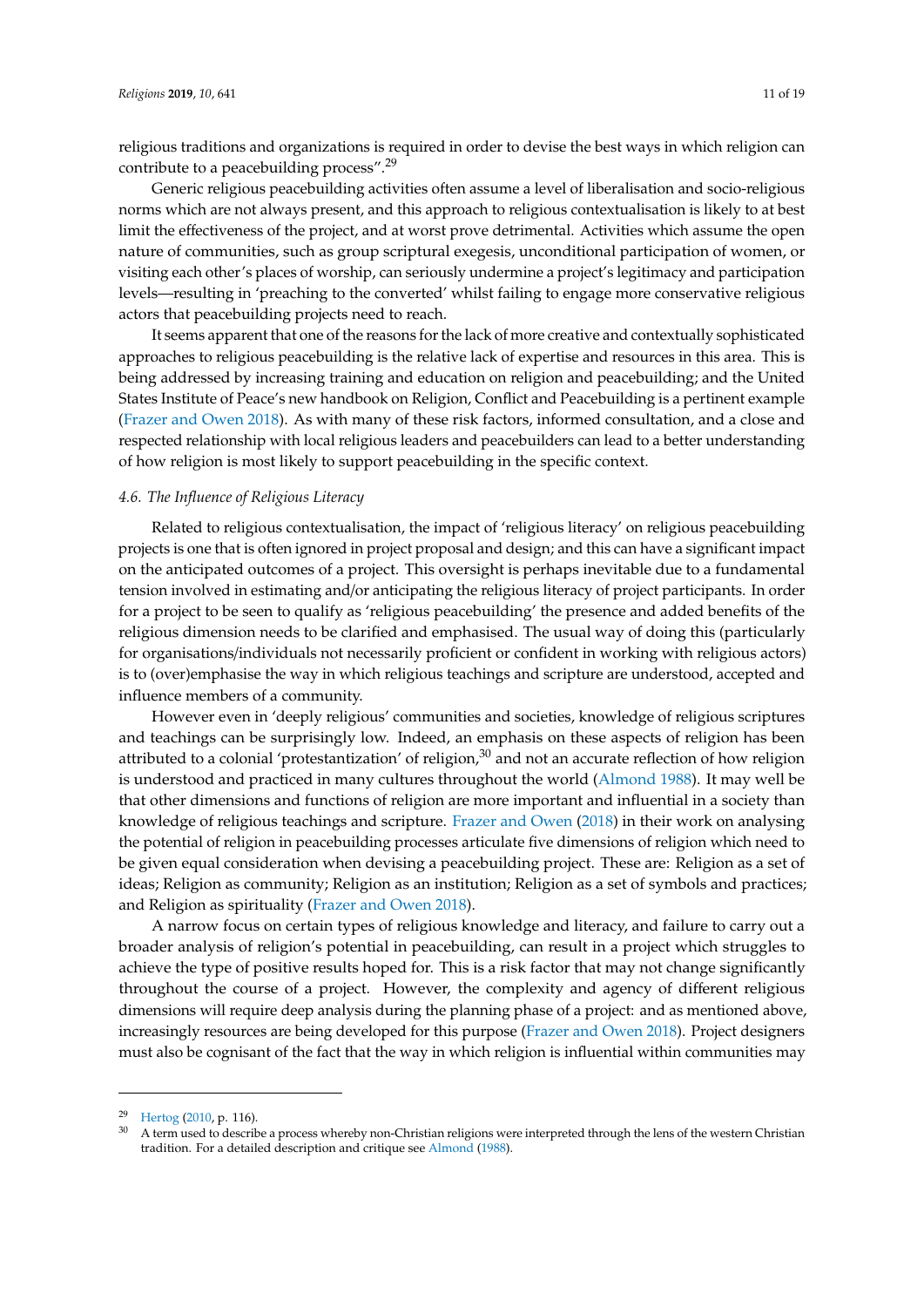religious traditions and organizations is required in order to devise the best ways in which religion can contribute to a peacebuilding process".[29]

Generic religious peacebuilding activities often assume a level of liberalisation and socio-religious norms which are not always present, and this approach to religious contextualisation is likely to at best limit the effectiveness of the project, and at worst prove detrimental. Activities which assume the open nature of communities, such as group scriptural exegesis, unconditional participation of women, or visiting each other's places of worship, can seriously undermine a project's legitimacy and participation levels—resulting in 'preaching to the converted' whilst failing to engage more conservative religious actors that peacebuilding projects need to reach.

It seems apparent that one of the reasons for the lack of more creative and contextually sophisticated approaches to religious peacebuilding is the relative lack of expertise and resources in this area. This is being addressed by increasing training and education on religion and peacebuilding; and the United States Institute of Peace's new handbook on Religion, Conflict and Peacebuilding is a pertinent example (Frazer and Owen 2018). As with many of these risk factors, informed consultation, and a close and respected relationship with local religious leaders and peacebuilders can lead to a better understanding of how religion is most likely to support peacebuilding in the specific context.

### *4.6. The Influence of Religious Literacy*

Related to religious contextualisation, the impact of 'religious literacy' on religious peacebuilding projects is one that is often ignored in project proposal and design; and this can have a significant impact on the anticipated outcomes of a project. This oversight is perhaps inevitable due to a fundamental tension involved in estimating and/or anticipating the religious literacy of project participants. In order for a project to be seen to qualify as 'religious peacebuilding' the presence and added benefits of the religious dimension needs to be clarified and emphasised. The usual way of doing this (particularly for organisations/individuals not necessarily proficient or confident in working with religious actors) is to (over)emphasise the way in which religious teachings and scripture are understood, accepted and influence members of a community.

However even in 'deeply religious' communities and societies, knowledge of religious scriptures and teachings can be surprisingly low. Indeed, an emphasis on these aspects of religion has been attributed to a colonial 'protestantization' of religion,[30] and not an accurate reflection of how religion is understood and practiced in many cultures throughout the world (Almond 1988). It may well be that other dimensions and functions of religion are more important and influential in a society than knowledge of religious teachings and scripture. Frazer and Owen (2018) in their work on analysing the potential of religion in peacebuilding processes articulate five dimensions of religion which need to be given equal consideration when devising a peacebuilding project. These are: Religion as a set of ideas; Religion as community; Religion as an institution; Religion as a set of symbols and practices; and Religion as spirituality (Frazer and Owen 2018).

A narrow focus on certain types of religious knowledge and literacy, and failure to carry out a broader analysis of religion's potential in peacebuilding, can result in a project which struggles to achieve the type of positive results hoped for. This is a risk factor that may not change significantly throughout the course of a project. However, the complexity and agency of different religious dimensions will require deep analysis during the planning phase of a project: and as mentioned above, increasingly resources are being developed for this purpose (Frazer and Owen 2018). Project designers must also be cognisant of the fact that the way in which religion is influential within communities may

---

[29] Hertog (2010, p. 116).

[30] A term used to describe a process whereby non-Christian religions were interpreted through the lens of the western Christian tradition. For a detailed description and critique see Almond (1988).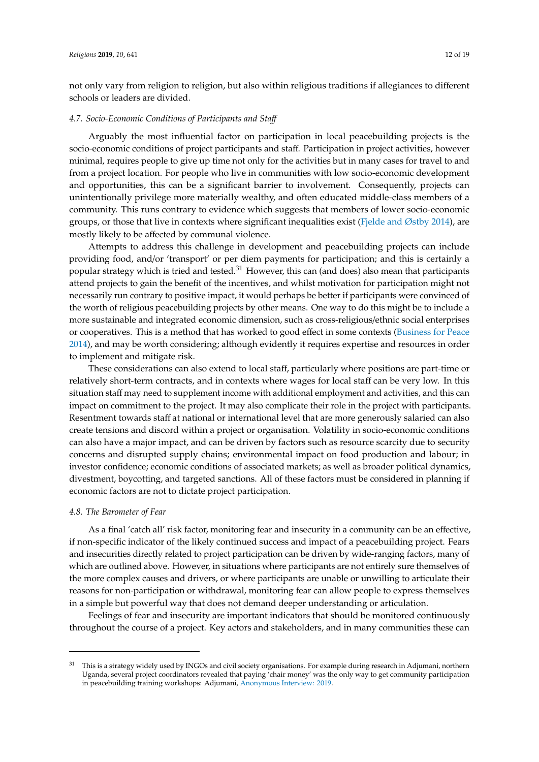not only vary from religion to religion, but also within religious traditions if allegiances to different schools or leaders are divided.

### *4.7. Socio-Economic Conditions of Participants and Staff*

Arguably the most influential factor on participation in local peacebuilding projects is the socio-economic conditions of project participants and staff. Participation in project activities, however minimal, requires people to give up time not only for the activities but in many cases for travel to and from a project location. For people who live in communities with low socio-economic development and opportunities, this can be a significant barrier to involvement. Consequently, projects can unintentionally privilege more materially wealthy, and often educated middle-class members of a community. This runs contrary to evidence which suggests that members of lower socio-economic groups, or those that live in contexts where significant inequalities exist (Fjelde and Østby 2014), are mostly likely to be affected by communal violence.

Attempts to address this challenge in development and peacebuilding projects can include providing food, and/or 'transport' or per diem payments for participation; and this is certainly a popular strategy which is tried and tested.[31] However, this can (and does) also mean that participants attend projects to gain the benefit of the incentives, and whilst motivation for participation might not necessarily run contrary to positive impact, it would perhaps be better if participants were convinced of the worth of religious peacebuilding projects by other means. One way to do this might be to include a more sustainable and integrated economic dimension, such as cross-religious/ethnic social enterprises or cooperatives. This is a method that has worked to good effect in some contexts (Business for Peace 2014), and may be worth considering; although evidently it requires expertise and resources in order to implement and mitigate risk.

These considerations can also extend to local staff, particularly where positions are part-time or relatively short-term contracts, and in contexts where wages for local staff can be very low. In this situation staff may need to supplement income with additional employment and activities, and this can impact on commitment to the project. It may also complicate their role in the project with participants. Resentment towards staff at national or international level that are more generously salaried can also create tensions and discord within a project or organisation. Volatility in socio-economic conditions can also have a major impact, and can be driven by factors such as resource scarcity due to security concerns and disrupted supply chains; environmental impact on food production and labour; in investor confidence; economic conditions of associated markets; as well as broader political dynamics, divestment, boycotting, and targeted sanctions. All of these factors must be considered in planning if economic factors are not to dictate project participation.

### *4.8. The Barometer of Fear*

As a final 'catch all' risk factor, monitoring fear and insecurity in a community can be an effective, if non-specific indicator of the likely continued success and impact of a peacebuilding project. Fears and insecurities directly related to project participation can be driven by wide-ranging factors, many of which are outlined above. However, in situations where participants are not entirely sure themselves of the more complex causes and drivers, or where participants are unable or unwilling to articulate their reasons for non-participation or withdrawal, monitoring fear can allow people to express themselves in a simple but powerful way that does not demand deeper understanding or articulation.

Feelings of fear and insecurity are important indicators that should be monitored continuously throughout the course of a project. Key actors and stakeholders, and in many communities these can

---

[31] This is a strategy widely used by INGOs and civil society organisations. For example during research in Adjumani, northern Uganda, several project coordinators revealed that paying 'chair money' was the only way to get community participation in peacebuilding training workshops: Adjumani, Anonymous Interview: 2019.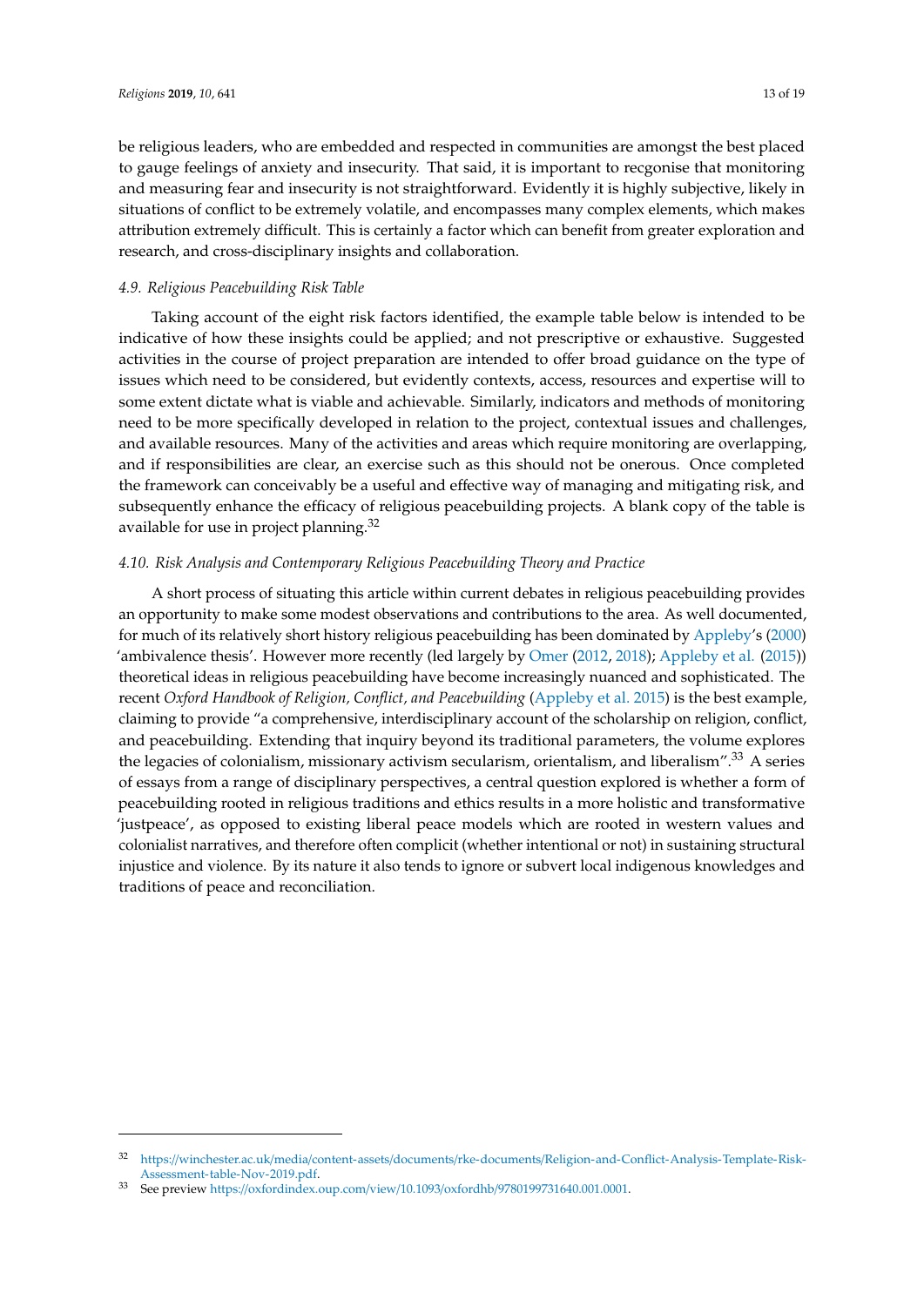be religious leaders, who are embedded and respected in communities are amongst the best placed to gauge feelings of anxiety and insecurity. That said, it is important to recgonise that monitoring and measuring fear and insecurity is not straightforward. Evidently it is highly subjective, likely in situations of conflict to be extremely volatile, and encompasses many complex elements, which makes attribution extremely difficult. This is certainly a factor which can benefit from greater exploration and research, and cross-disciplinary insights and collaboration.

### *4.9. Religious Peacebuilding Risk Table*

Taking account of the eight risk factors identified, the example table below is intended to be indicative of how these insights could be applied; and not prescriptive or exhaustive. Suggested activities in the course of project preparation are intended to offer broad guidance on the type of issues which need to be considered, but evidently contexts, access, resources and expertise will to some extent dictate what is viable and achievable. Similarly, indicators and methods of monitoring need to be more specifically developed in relation to the project, contextual issues and challenges, and available resources. Many of the activities and areas which require monitoring are overlapping, and if responsibilities are clear, an exercise such as this should not be onerous. Once completed the framework can conceivably be a useful and effective way of managing and mitigating risk, and subsequently enhance the efficacy of religious peacebuilding projects. A blank copy of the table is available for use in project planning.[32]

### *4.10. Risk Analysis and Contemporary Religious Peacebuilding Theory and Practice*

A short process of situating this article within current debates in religious peacebuilding provides an opportunity to make some modest observations and contributions to the area. As well documented, for much of its relatively short history religious peacebuilding has been dominated by Appleby's (2000) 'ambivalence thesis'. However more recently (led largely by Omer (2012, 2018); Appleby et al. (2015)) theoretical ideas in religious peacebuilding have become increasingly nuanced and sophisticated. The recent *Oxford Handbook of Religion, Conflict, and Peacebuilding* (Appleby et al. 2015) is the best example, claiming to provide "a comprehensive, interdisciplinary account of the scholarship on religion, conflict, and peacebuilding. Extending that inquiry beyond its traditional parameters, the volume explores the legacies of colonialism, missionary activism secularism, orientalism, and liberalism".[33] A series of essays from a range of disciplinary perspectives, a central question explored is whether a form of peacebuilding rooted in religious traditions and ethics results in a more holistic and transformative 'justpeace', as opposed to existing liberal peace models which are rooted in western values and colonialist narratives, and therefore often complicit (whether intentional or not) in sustaining structural injustice and violence. By its nature it also tends to ignore or subvert local indigenous knowledges and traditions of peace and reconciliation.

---

[32] https://winchester.ac.uk/media/content-assets/documents/rke-documents/Religion-and-Conflict-Analysis-Template-Risk-Assessment-table-Nov-2019.pdf.

[33] See preview https://oxfordindex.oup.com/view/10.1093/oxfordhb/9780199731640.001.0001.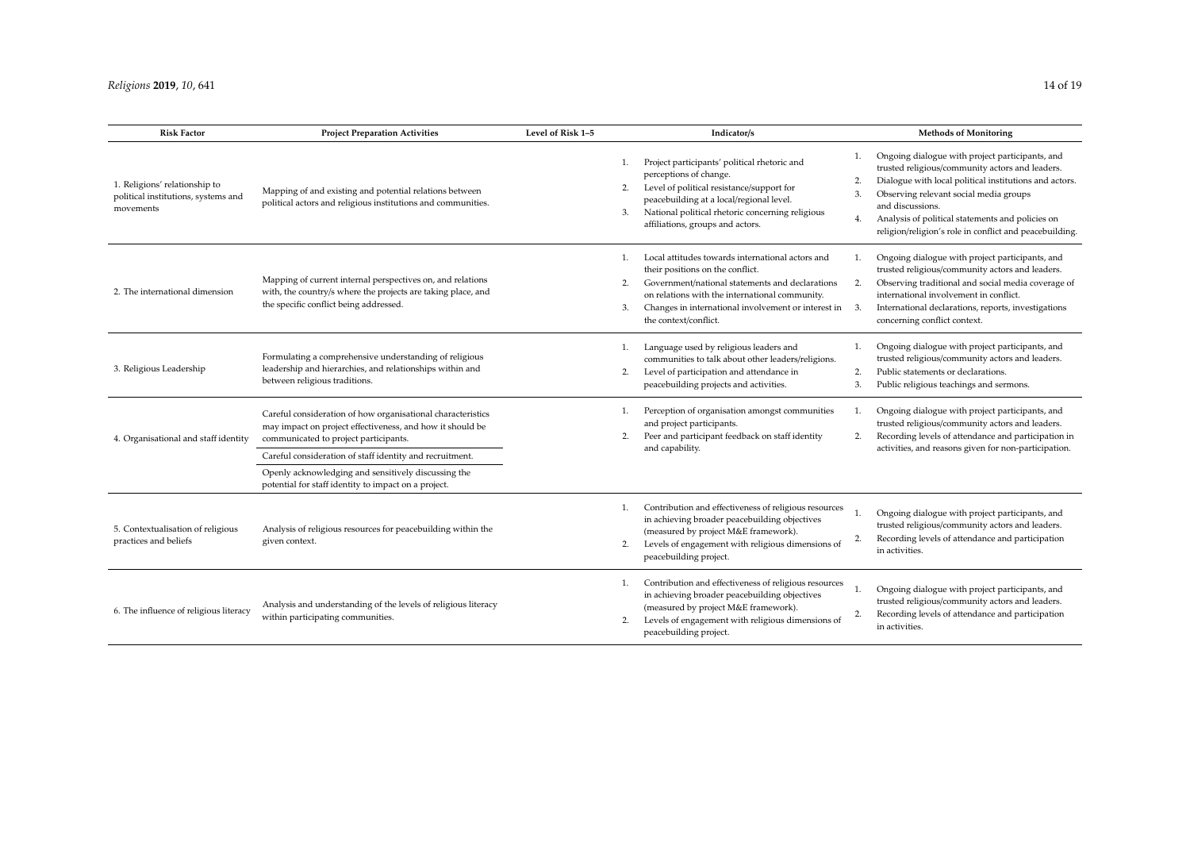| Risk Factor | Project Preparation Activities | Level of Risk 1–5 | Indicator/s | Methods of Monitoring |
|---|---|---|---|---|
| 1. Religions' relationship to political institutions, systems and movements | Mapping of and existing and potential relations between political actors and religious institutions and communities. | | 1. Project participants' political rhetoric and perceptions of change.<br>2. Level of political resistance/support for peacebuilding at a local/regional level.<br>3. National political rhetoric concerning religious affiliations, groups and actors. | 1. Ongoing dialogue with project participants, and trusted religious/community actors and leaders.<br>2. Dialogue with local political institutions and actors.<br>3. Observing relevant social media groups and discussions.<br>4. Analysis of political statements and policies on religion/religion's role in conflict and peacebuilding. |
| 2. The international dimension | Mapping of current internal perspectives on, and relations with, the country/s where the projects are taking place, and the specific conflict being addressed. | | 1. Local attitudes towards international actors and their positions on the conflict.<br>2. Government/national statements and declarations on relations with the international community.<br>3. Changes in international involvement or interest in the context/conflict. | 1. Ongoing dialogue with project participants, and trusted religious/community actors and leaders.<br>2. Observing traditional and social media coverage of international involvement in conflict.<br>3. International declarations, reports, investigations concerning conflict context. |
| 3. Religious Leadership | Formulating a comprehensive understanding of religious leadership and hierarchies, and relationships within and between religious traditions. | | 1. Language used by religious leaders and communities to talk about other leaders/religions.<br>2. Level of participation and attendance in peacebuilding projects and activities. | 1. Ongoing dialogue with project participants, and trusted religious/community actors and leaders.<br>2. Public statements or declarations.<br>3. Public religious teachings and sermons. |
| 4. Organisational and staff identity | Careful consideration of how organisational characteristics may impact on project effectiveness, and how it should be communicated to project participants.<br>Careful consideration of staff identity and recruitment.<br>Openly acknowledging and sensitively discussing the potential for staff identity to impact on a project. | | 1. Perception of organisation amongst communities and project participants.<br>2. Peer and participant feedback on staff identity and capability. | 1. Ongoing dialogue with project participants, and trusted religious/community actors and leaders.<br>2. Recording levels of attendance and participation in activities, and reasons given for non-participation. |
| 5. Contextualisation of religious practices and beliefs | Analysis of religious resources for peacebuilding within the given context. | | 1. Contribution and effectiveness of religious resources in achieving broader peacebuilding objectives (measured by project M&E framework).<br>2. Levels of engagement with religious dimensions of peacebuilding project. | 1. Ongoing dialogue with project participants, and trusted religious/community actors and leaders.<br>2. Recording levels of attendance and participation in activities. |
| 6. The influence of religious literacy | Analysis and understanding of the levels of religious literacy within participating communities. | | 1. Contribution and effectiveness of religious resources in achieving broader peacebuilding objectives (measured by project M&E framework).<br>2. Levels of engagement with religious dimensions of peacebuilding project. | 1. Ongoing dialogue with project participants, and trusted religious/community actors and leaders.<br>2. Recording levels of attendance and participation in activities. |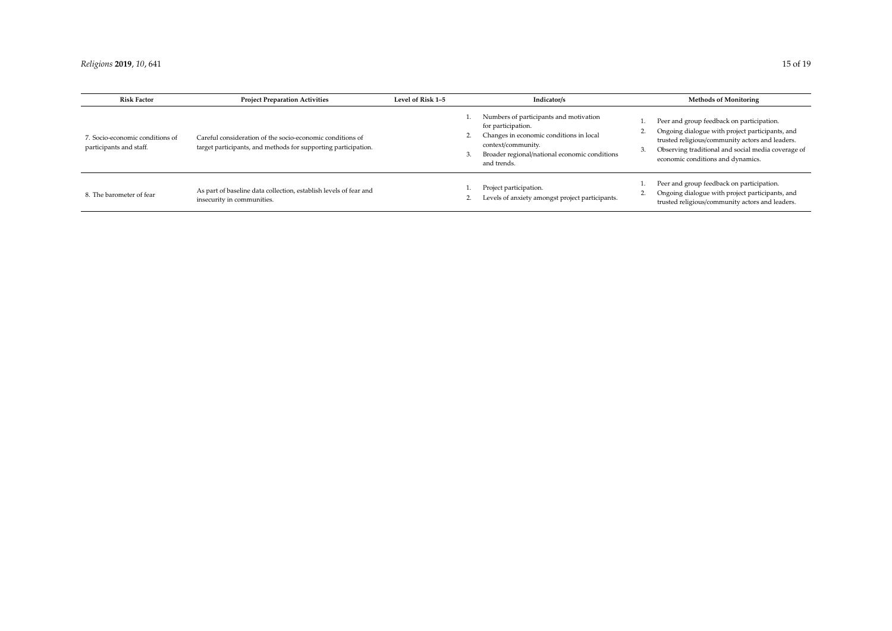| Risk Factor | Project Preparation Activities | Level of Risk 1–5 | Indicator/s | Methods of Monitoring |
|---|---|---|---|---|
| 7. Socio-economic conditions of participants and staff. | Careful consideration of the socio-economic conditions of target participants, and methods for supporting participation. | | 1. Numbers of participants and motivation for participation. 2. Changes in economic conditions in local context/community. 3. Broader regional/national economic conditions and trends. | 1. Peer and group feedback on participation. 2. Ongoing dialogue with project participants, and trusted religious/community actors and leaders. 3. Observing traditional and social media coverage of economic conditions and dynamics. |
| 8. The barometer of fear | As part of baseline data collection, establish levels of fear and insecurity in communities. | | 1. Project participation. 2. Levels of anxiety amongst project participants. | 1. Peer and group feedback on participation. 2. Ongoing dialogue with project participants, and trusted religious/community actors and leaders. |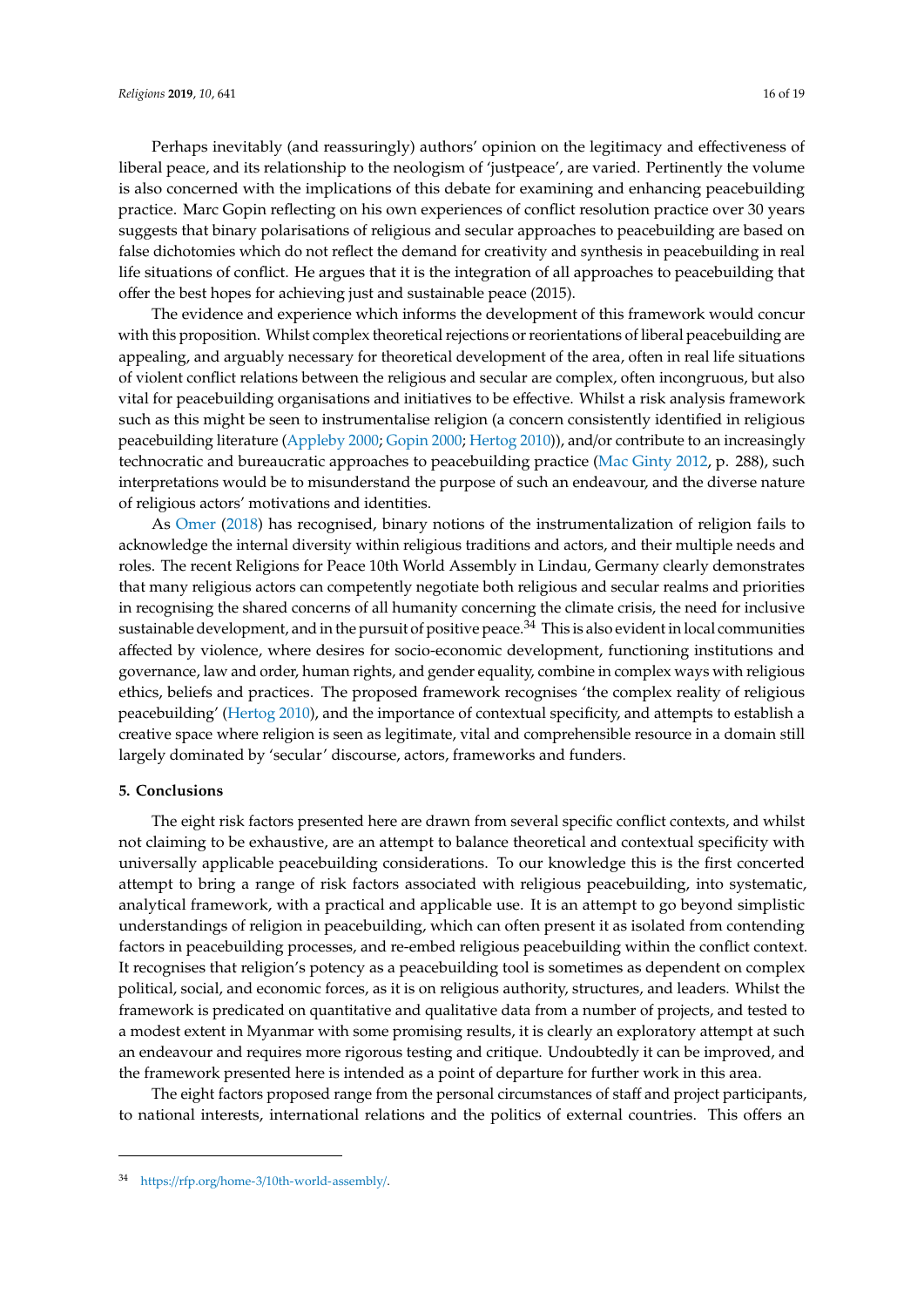Perhaps inevitably (and reassuringly) authors' opinion on the legitimacy and effectiveness of liberal peace, and its relationship to the neologism of 'justpeace', are varied. Pertinently the volume is also concerned with the implications of this debate for examining and enhancing peacebuilding practice. Marc Gopin reflecting on his own experiences of conflict resolution practice over 30 years suggests that binary polarisations of religious and secular approaches to peacebuilding are based on false dichotomies which do not reflect the demand for creativity and synthesis in peacebuilding in real life situations of conflict. He argues that it is the integration of all approaches to peacebuilding that offer the best hopes for achieving just and sustainable peace (2015).

The evidence and experience which informs the development of this framework would concur with this proposition. Whilst complex theoretical rejections or reorientations of liberal peacebuilding are appealing, and arguably necessary for theoretical development of the area, often in real life situations of violent conflict relations between the religious and secular are complex, often incongruous, but also vital for peacebuilding organisations and initiatives to be effective. Whilst a risk analysis framework such as this might be seen to instrumentalise religion (a concern consistently identified in religious peacebuilding literature (Appleby 2000; Gopin 2000; Hertog 2010)), and/or contribute to an increasingly technocratic and bureaucratic approaches to peacebuilding practice (Mac Ginty 2012, p. 288), such interpretations would be to misunderstand the purpose of such an endeavour, and the diverse nature of religious actors' motivations and identities.

As Omer (2018) has recognised, binary notions of the instrumentalization of religion fails to acknowledge the internal diversity within religious traditions and actors, and their multiple needs and roles. The recent Religions for Peace 10th World Assembly in Lindau, Germany clearly demonstrates that many religious actors can competently negotiate both religious and secular realms and priorities in recognising the shared concerns of all humanity concerning the climate crisis, the need for inclusive sustainable development, and in the pursuit of positive peace.[34] This is also evident in local communities affected by violence, where desires for socio-economic development, functioning institutions and governance, law and order, human rights, and gender equality, combine in complex ways with religious ethics, beliefs and practices. The proposed framework recognises 'the complex reality of religious peacebuilding' (Hertog 2010), and the importance of contextual specificity, and attempts to establish a creative space where religion is seen as legitimate, vital and comprehensible resource in a domain still largely dominated by 'secular' discourse, actors, frameworks and funders.

## 5. Conclusions

The eight risk factors presented here are drawn from several specific conflict contexts, and whilst not claiming to be exhaustive, are an attempt to balance theoretical and contextual specificity with universally applicable peacebuilding considerations. To our knowledge this is the first concerted attempt to bring a range of risk factors associated with religious peacebuilding, into systematic, analytical framework, with a practical and applicable use. It is an attempt to go beyond simplistic understandings of religion in peacebuilding, which can often present it as isolated from contending factors in peacebuilding processes, and re-embed religious peacebuilding within the conflict context. It recognises that religion's potency as a peacebuilding tool is sometimes as dependent on complex political, social, and economic forces, as it is on religious authority, structures, and leaders. Whilst the framework is predicated on quantitative and qualitative data from a number of projects, and tested to a modest extent in Myanmar with some promising results, it is clearly an exploratory attempt at such an endeavour and requires more rigorous testing and critique. Undoubtedly it can be improved, and the framework presented here is intended as a point of departure for further work in this area.

The eight factors proposed range from the personal circumstances of staff and project participants, to national interests, international relations and the politics of external countries. This offers an

---

[34] https://rfp.org/home-3/10th-world-assembly/.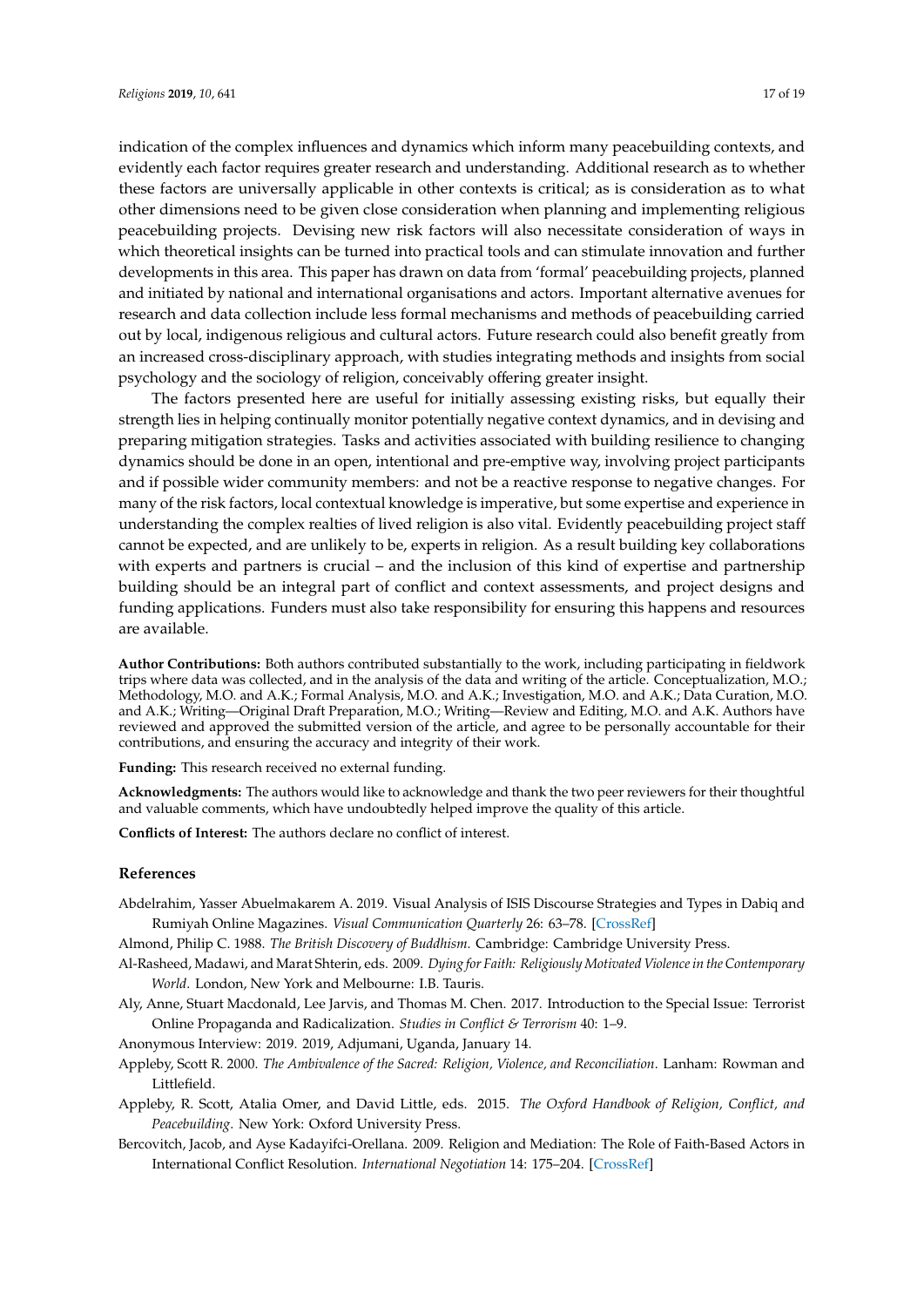indication of the complex influences and dynamics which inform many peacebuilding contexts, and evidently each factor requires greater research and understanding. Additional research as to whether these factors are universally applicable in other contexts is critical; as is consideration as to what other dimensions need to be given close consideration when planning and implementing religious peacebuilding projects. Devising new risk factors will also necessitate consideration of ways in which theoretical insights can be turned into practical tools and can stimulate innovation and further developments in this area. This paper has drawn on data from 'formal' peacebuilding projects, planned and initiated by national and international organisations and actors. Important alternative avenues for research and data collection include less formal mechanisms and methods of peacebuilding carried out by local, indigenous religious and cultural actors. Future research could also benefit greatly from an increased cross-disciplinary approach, with studies integrating methods and insights from social psychology and the sociology of religion, conceivably offering greater insight.

The factors presented here are useful for initially assessing existing risks, but equally their strength lies in helping continually monitor potentially negative context dynamics, and in devising and preparing mitigation strategies. Tasks and activities associated with building resilience to changing dynamics should be done in an open, intentional and pre-emptive way, involving project participants and if possible wider community members: and not be a reactive response to negative changes. For many of the risk factors, local contextual knowledge is imperative, but some expertise and experience in understanding the complex realties of lived religion is also vital. Evidently peacebuilding project staff cannot be expected, and are unlikely to be, experts in religion. As a result building key collaborations with experts and partners is crucial – and the inclusion of this kind of expertise and partnership building should be an integral part of conflict and context assessments, and project designs and funding applications. Funders must also take responsibility for ensuring this happens and resources are available.

**Author Contributions:** Both authors contributed substantially to the work, including participating in fieldwork trips where data was collected, and in the analysis of the data and writing of the article. Conceptualization, M.O.; Methodology, M.O. and A.K.; Formal Analysis, M.O. and A.K.; Investigation, M.O. and A.K.; Data Curation, M.O. and A.K.; Writing—Original Draft Preparation, M.O.; Writing—Review and Editing, M.O. and A.K. Authors have reviewed and approved the submitted version of the article, and agree to be personally accountable for their contributions, and ensuring the accuracy and integrity of their work.

**Funding:** This research received no external funding.

**Acknowledgments:** The authors would like to acknowledge and thank the two peer reviewers for their thoughtful and valuable comments, which have undoubtedly helped improve the quality of this article.

**Conflicts of Interest:** The authors declare no conflict of interest.

## References

Abdelrahim, Yasser Abuelmakarem A. 2019. Visual Analysis of ISIS Discourse Strategies and Types in Dabiq and Rumiyah Online Magazines. *Visual Communication Quarterly* 26: 63–78. [CrossRef]

Almond, Philip C. 1988. *The British Discovery of Buddhism.* Cambridge: Cambridge University Press.

Al-Rasheed, Madawi, and Marat Shterin, eds. 2009. *Dying for Faith: Religiously Motivated Violence in the Contemporary World.* London, New York and Melbourne: I.B. Tauris.

Aly, Anne, Stuart Macdonald, Lee Jarvis, and Thomas M. Chen. 2017. Introduction to the Special Issue: Terrorist Online Propaganda and Radicalization. *Studies in Conflict & Terrorism* 40: 1–9.

Anonymous Interview: 2019. 2019, Adjumani, Uganda, January 14.

Appleby, Scott R. 2000. *The Ambivalence of the Sacred: Religion, Violence, and Reconciliation*. Lanham: Rowman and Littlefield.

Appleby, R. Scott, Atalia Omer, and David Little, eds. 2015. *The Oxford Handbook of Religion, Conflict, and Peacebuilding*. New York: Oxford University Press.

Bercovitch, Jacob, and Ayse Kadayifci-Orellana. 2009. Religion and Mediation: The Role of Faith-Based Actors in International Conflict Resolution. *International Negotiation* 14: 175–204. [CrossRef]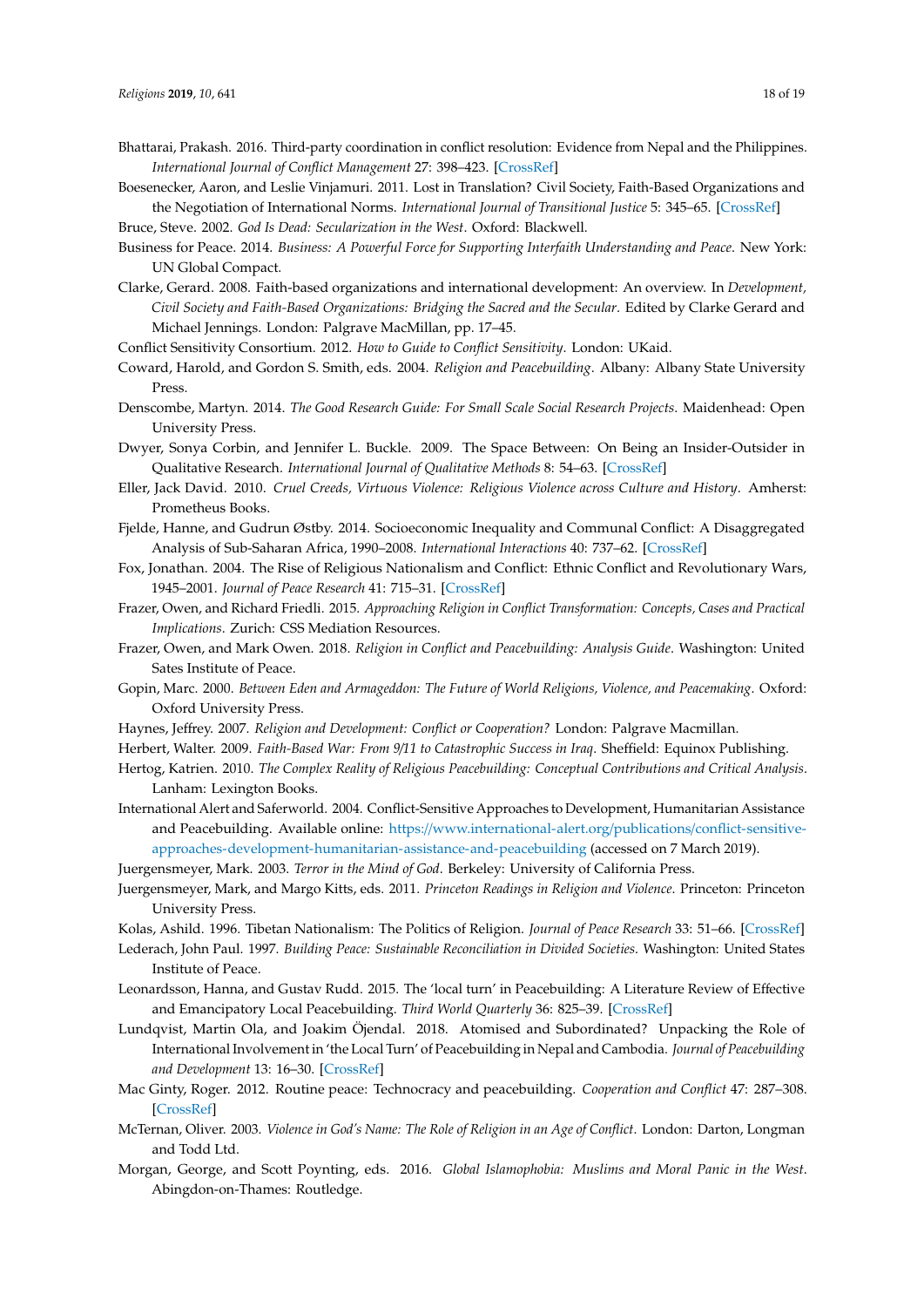Bhattarai, Prakash. 2016. Third-party coordination in conflict resolution: Evidence from Nepal and the Philippines. *International Journal of Conflict Management* 27: 398–423. [CrossRef]

Boesenecker, Aaron, and Leslie Vinjamuri. 2011. Lost in Translation? Civil Society, Faith-Based Organizations and the Negotiation of International Norms. *International Journal of Transitional Justice* 5: 345–65. [CrossRef]

Bruce, Steve. 2002. *God Is Dead: Secularization in the West*. Oxford: Blackwell.

Business for Peace. 2014. *Business: A Powerful Force for Supporting Interfaith Understanding and Peace*. New York: UN Global Compact.

Clarke, Gerard. 2008. Faith-based organizations and international development: An overview. In *Development, Civil Society and Faith-Based Organizations: Bridging the Sacred and the Secular*. Edited by Clarke Gerard and Michael Jennings. London: Palgrave MacMillan, pp. 17–45.

Conflict Sensitivity Consortium. 2012. *How to Guide to Conflict Sensitivity*. London: UKaid.

Coward, Harold, and Gordon S. Smith, eds. 2004. *Religion and Peacebuilding*. Albany: Albany State University Press.

Denscombe, Martyn. 2014. *The Good Research Guide: For Small Scale Social Research Projects*. Maidenhead: Open University Press.

Dwyer, Sonya Corbin, and Jennifer L. Buckle. 2009. The Space Between: On Being an Insider-Outsider in Qualitative Research. *International Journal of Qualitative Methods* 8: 54–63. [CrossRef]

Eller, Jack David. 2010. *Cruel Creeds, Virtuous Violence: Religious Violence across Culture and History*. Amherst: Prometheus Books.

Fjelde, Hanne, and Gudrun Østby. 2014. Socioeconomic Inequality and Communal Conflict: A Disaggregated Analysis of Sub-Saharan Africa, 1990–2008. *International Interactions* 40: 737–62. [CrossRef]

Fox, Jonathan. 2004. The Rise of Religious Nationalism and Conflict: Ethnic Conflict and Revolutionary Wars, 1945–2001. *Journal of Peace Research* 41: 715–31. [CrossRef]

Frazer, Owen, and Richard Friedli. 2015. *Approaching Religion in Conflict Transformation: Concepts, Cases and Practical Implications*. Zurich: CSS Mediation Resources.

Frazer, Owen, and Mark Owen. 2018. *Religion in Conflict and Peacebuilding: Analysis Guide*. Washington: United Sates Institute of Peace.

Gopin, Marc. 2000. *Between Eden and Armageddon: The Future of World Religions, Violence, and Peacemaking*. Oxford: Oxford University Press.

Haynes, Jeffrey. 2007. *Religion and Development: Conflict or Cooperation?* London: Palgrave Macmillan.

Herbert, Walter. 2009. *Faith-Based War: From 9/11 to Catastrophic Success in Iraq*. Sheffield: Equinox Publishing.

Hertog, Katrien. 2010. *The Complex Reality of Religious Peacebuilding: Conceptual Contributions and Critical Analysis*. Lanham: Lexington Books.

International Alert and Saferworld. 2004. Conflict-Sensitive Approaches to Development, Humanitarian Assistance and Peacebuilding. Available online: https://www.international-alert.org/publications/conflict-sensitive-approaches-development-humanitarian-assistance-and-peacebuilding (accessed on 7 March 2019).

Juergensmeyer, Mark. 2003. *Terror in the Mind of God*. Berkeley: University of California Press.

Juergensmeyer, Mark, and Margo Kitts, eds. 2011. *Princeton Readings in Religion and Violence*. Princeton: Princeton University Press.

Kolas, Ashild. 1996. Tibetan Nationalism: The Politics of Religion. *Journal of Peace Research* 33: 51–66. [CrossRef]

Lederach, John Paul. 1997. *Building Peace: Sustainable Reconciliation in Divided Societies*. Washington: United States Institute of Peace.

Leonardsson, Hanna, and Gustav Rudd. 2015. The 'local turn' in Peacebuilding: A Literature Review of Effective and Emancipatory Local Peacebuilding. *Third World Quarterly* 36: 825–39. [CrossRef]

Lundqvist, Martin Ola, and Joakim Öjendal. 2018. Atomised and Subordinated? Unpacking the Role of International Involvement in 'the Local Turn' of Peacebuilding in Nepal and Cambodia. *Journal of Peacebuilding and Development* 13: 16–30. [CrossRef]

Mac Ginty, Roger. 2012. Routine peace: Technocracy and peacebuilding. *Cooperation and Conflict* 47: 287–308. [CrossRef]

McTernan, Oliver. 2003. *Violence in God's Name: The Role of Religion in an Age of Conflict*. London: Darton, Longman and Todd Ltd.

Morgan, George, and Scott Poynting, eds. 2016. *Global Islamophobia: Muslims and Moral Panic in the West*. Abingdon-on-Thames: Routledge.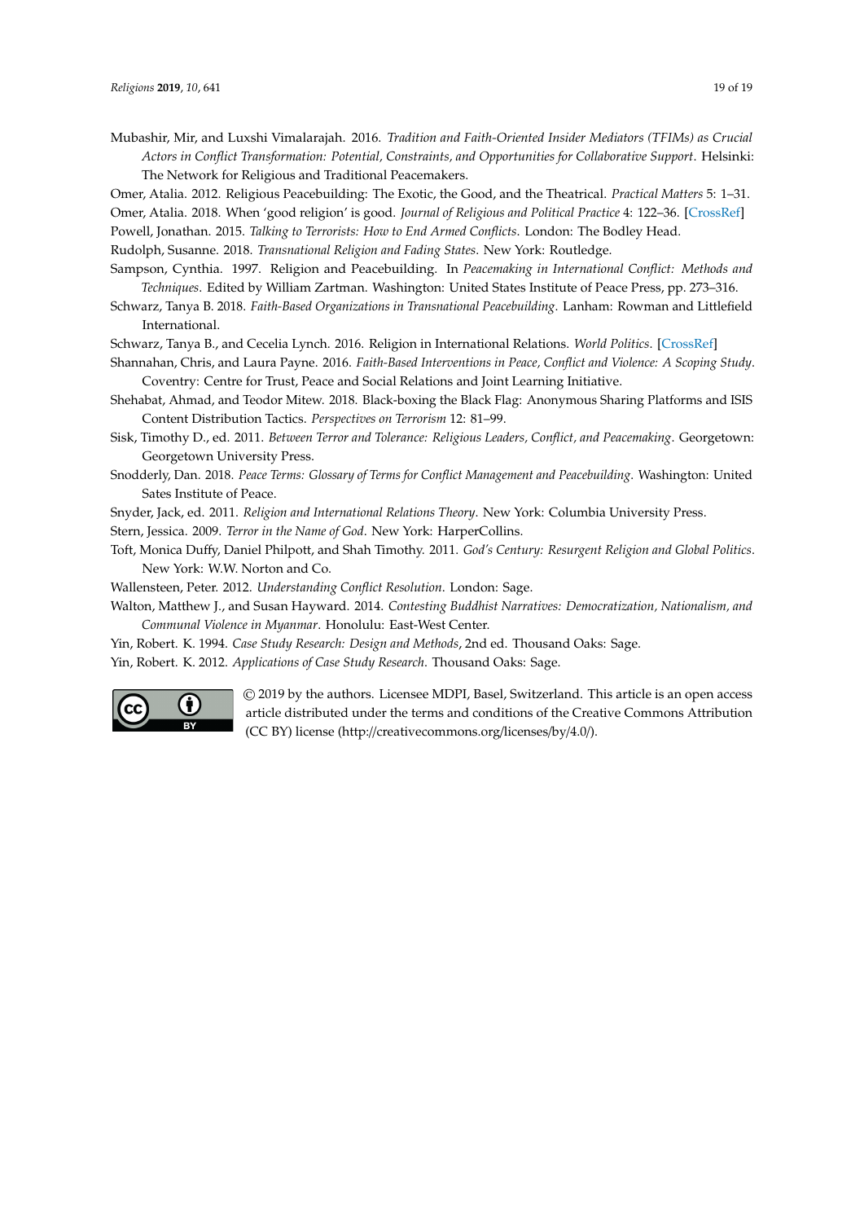Mubashir, Mir, and Luxshi Vimalarajah. 2016. *Tradition and Faith-Oriented Insider Mediators (TFIMs) as Crucial Actors in Conflict Transformation: Potential, Constraints, and Opportunities for Collaborative Support*. Helsinki: The Network for Religious and Traditional Peacemakers.

Omer, Atalia. 2012. Religious Peacebuilding: The Exotic, the Good, and the Theatrical. *Practical Matters* 5: 1–31.

Omer, Atalia. 2018. When 'good religion' is good. *Journal of Religious and Political Practice* 4: 122–36. [CrossRef]

Powell, Jonathan. 2015. *Talking to Terrorists: How to End Armed Conflicts*. London: The Bodley Head.

Rudolph, Susanne. 2018. *Transnational Religion and Fading States*. New York: Routledge.

Sampson, Cynthia. 1997. Religion and Peacebuilding. In *Peacemaking in International Conflict: Methods and Techniques*. Edited by William Zartman. Washington: United States Institute of Peace Press, pp. 273–316.

Schwarz, Tanya B. 2018. *Faith-Based Organizations in Transnational Peacebuilding*. Lanham: Rowman and Littlefield International.

Schwarz, Tanya B., and Cecelia Lynch. 2016. Religion in International Relations. *World Politics*. [CrossRef]

Shannahan, Chris, and Laura Payne. 2016. *Faith-Based Interventions in Peace, Conflict and Violence: A Scoping Study*. Coventry: Centre for Trust, Peace and Social Relations and Joint Learning Initiative.

Shehabat, Ahmad, and Teodor Mitew. 2018. Black-boxing the Black Flag: Anonymous Sharing Platforms and ISIS Content Distribution Tactics. *Perspectives on Terrorism* 12: 81–99.

Sisk, Timothy D., ed. 2011. *Between Terror and Tolerance: Religious Leaders, Conflict, and Peacemaking*. Georgetown: Georgetown University Press.

Snodderly, Dan. 2018. *Peace Terms: Glossary of Terms for Conflict Management and Peacebuilding*. Washington: United Sates Institute of Peace.

Snyder, Jack, ed. 2011. *Religion and International Relations Theory*. New York: Columbia University Press.

Stern, Jessica. 2009. *Terror in the Name of God*. New York: HarperCollins.

Toft, Monica Duffy, Daniel Philpott, and Shah Timothy. 2011. *God's Century: Resurgent Religion and Global Politics*. New York: W.W. Norton and Co.

Wallensteen, Peter. 2012. *Understanding Conflict Resolution*. London: Sage.

Walton, Matthew J., and Susan Hayward. 2014. *Contesting Buddhist Narratives: Democratization, Nationalism, and Communal Violence in Myanmar*. Honolulu: East-West Center.

Yin, Robert. K. 1994. *Case Study Research: Design and Methods*, 2nd ed. Thousand Oaks: Sage.

Yin, Robert. K. 2012. *Applications of Case Study Research*. Thousand Oaks: Sage.

© 2019 by the authors. Licensee MDPI, Basel, Switzerland. This article is an open access article distributed under the terms and conditions of the Creative Commons Attribution (CC BY) license (http://creativecommons.org/licenses/by/4.0/).